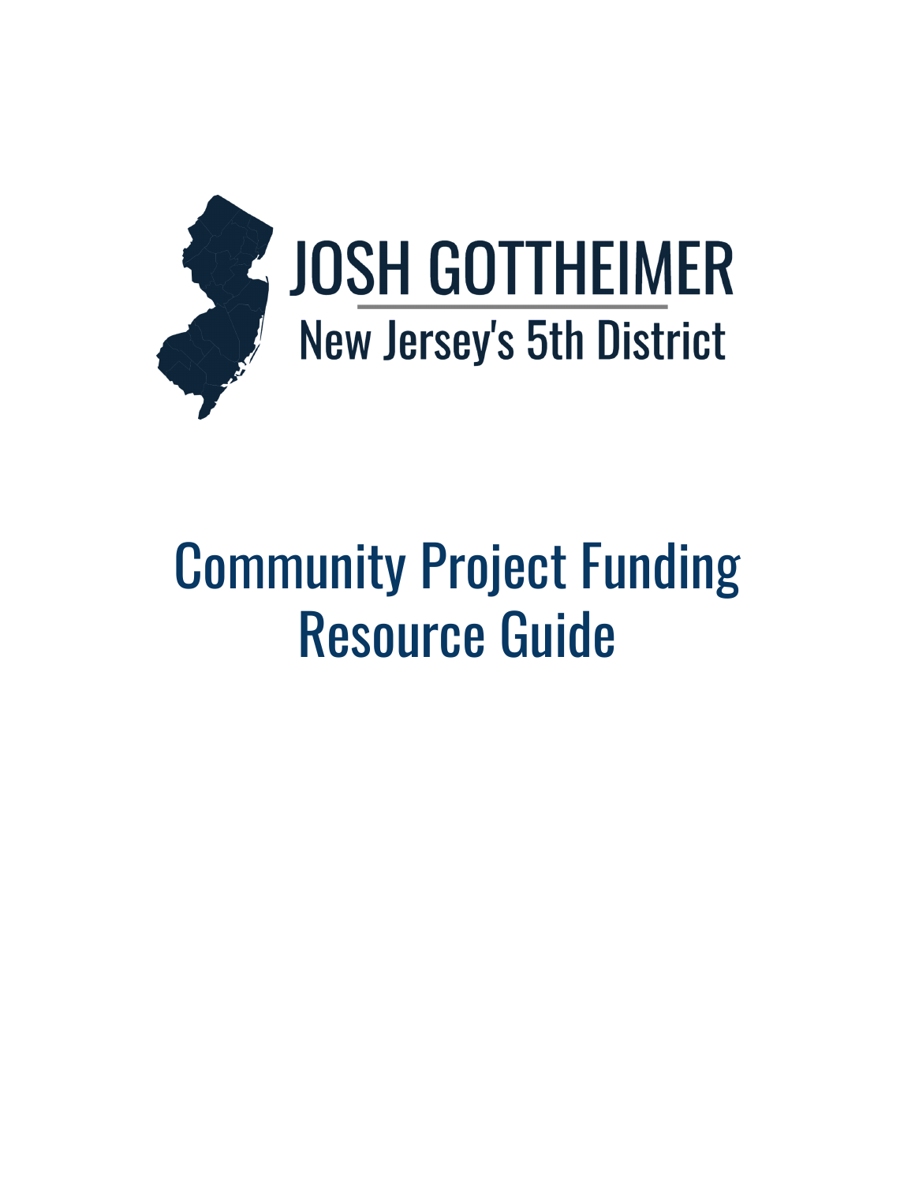JOSH GOTTHEIMER

New Jersey's 5th District

# Community Project Funding Resource Guide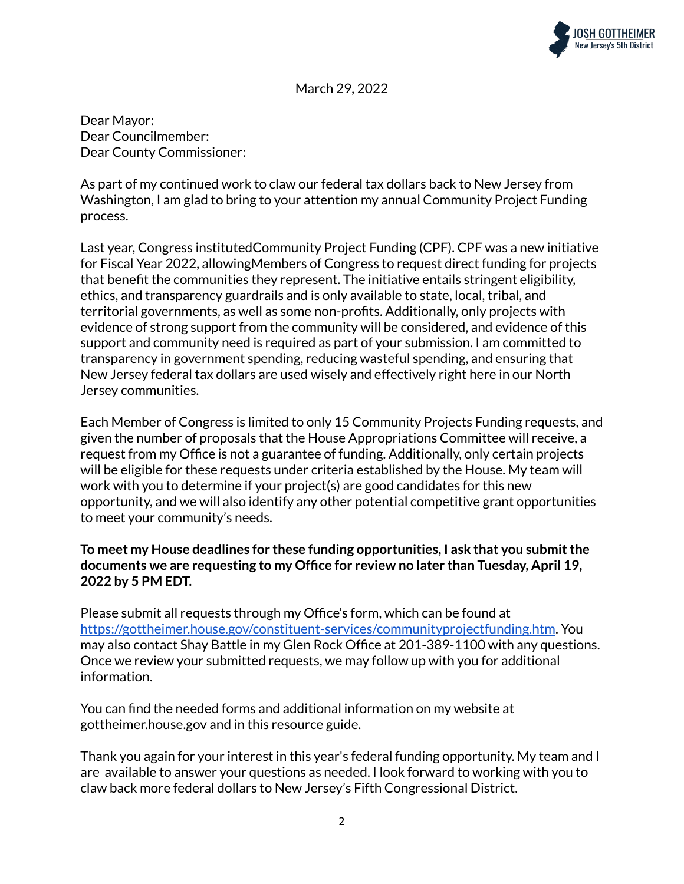March 29, 2022

Dear Mayor:
Dear Councilmember:
Dear County Commissioner:

As part of my continued work to claw our federal tax dollars back to New Jersey from Washington, I am glad to bring to your attention my annual Community Project Funding process.

Last year, Congress institutedCommunity Project Funding (CPF). CPF was a new initiative for Fiscal Year 2022, allowingMembers of Congress to request direct funding for projects that benefit the communities they represent. The initiative entails stringent eligibility, ethics, and transparency guardrails and is only available to state, local, tribal, and territorial governments, as well as some non-profits. Additionally, only projects with evidence of strong support from the community will be considered, and evidence of this support and community need is required as part of your submission. I am committed to transparency in government spending, reducing wasteful spending, and ensuring that New Jersey federal tax dollars are used wisely and effectively right here in our North Jersey communities.

Each Member of Congress is limited to only 15 Community Projects Funding requests, and given the number of proposals that the House Appropriations Committee will receive, a request from my Office is not a guarantee of funding. Additionally, only certain projects will be eligible for these requests under criteria established by the House. My team will work with you to determine if your project(s) are good candidates for this new opportunity, and we will also identify any other potential competitive grant opportunities to meet your community's needs.

**To meet my House deadlines for these funding opportunities, I ask that you submit the documents we are requesting to my Office for review no later than Tuesday, April 19, 2022 by 5 PM EDT.**

Please submit all requests through my Office's form, which can be found at [https://gottheimer.house.gov/constituent-services/communityprojectfunding.htm](https://gottheimer.house.gov/constituent-services/communityprojectfunding.htm). You may also contact Shay Battle in my Glen Rock Office at 201-389-1100 with any questions. Once we review your submitted requests, we may follow up with you for additional information.

You can find the needed forms and additional information on my website at gottheimer.house.gov and in this resource guide.

Thank you again for your interest in this year's federal funding opportunity. My team and I are available to answer your questions as needed. I look forward to working with you to claw back more federal dollars to New Jersey's Fifth Congressional District.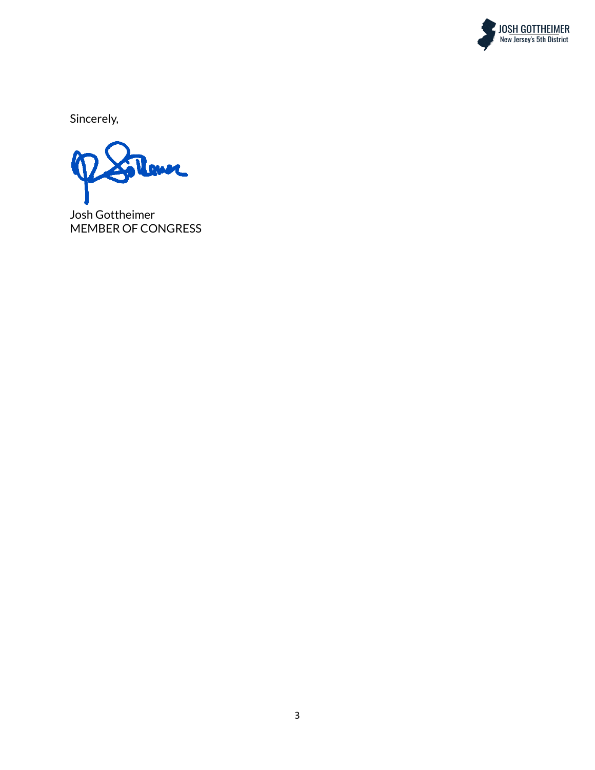Sincerely,

Josh Gottheimer
MEMBER OF CONGRESS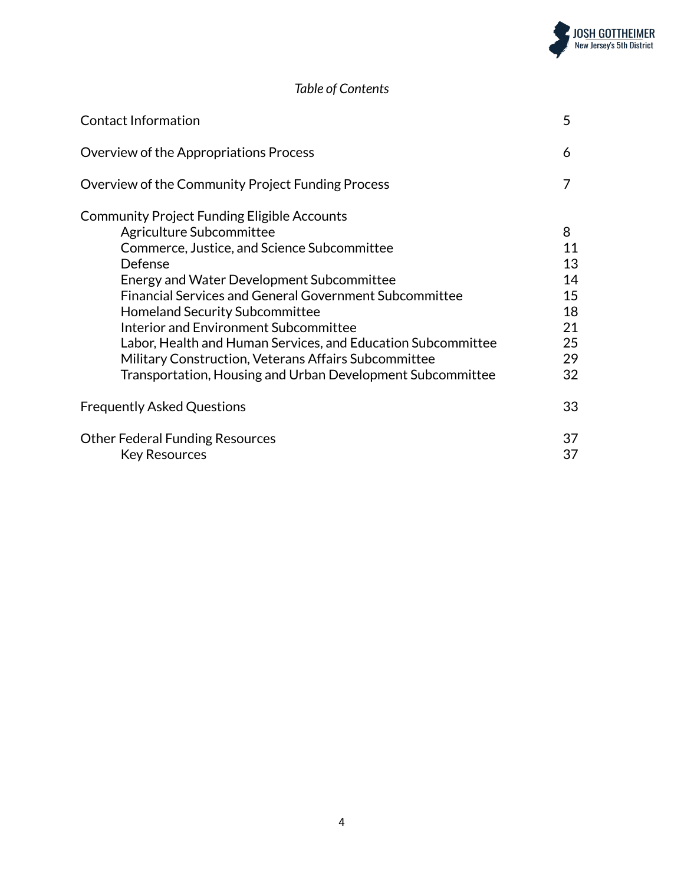*Table of Contents*

| | |
|---|---|
| Contact Information | 5 |
| Overview of the Appropriations Process | 6 |
| Overview of the Community Project Funding Process | 7 |
| Community Project Funding Eligible Accounts | |
| Agriculture Subcommittee | 8 |
| Commerce, Justice, and Science Subcommittee | 11 |
| Defense | 13 |
| Energy and Water Development Subcommittee | 14 |
| Financial Services and General Government Subcommittee | 15 |
| Homeland Security Subcommittee | 18 |
| Interior and Environment Subcommittee | 21 |
| Labor, Health and Human Services, and Education Subcommittee | 25 |
| Military Construction, Veterans Affairs Subcommittee | 29 |
| Transportation, Housing and Urban Development Subcommittee | 32 |
| Frequently Asked Questions | 33 |
| Other Federal Funding Resources | 37 |
| Key Resources | 37 |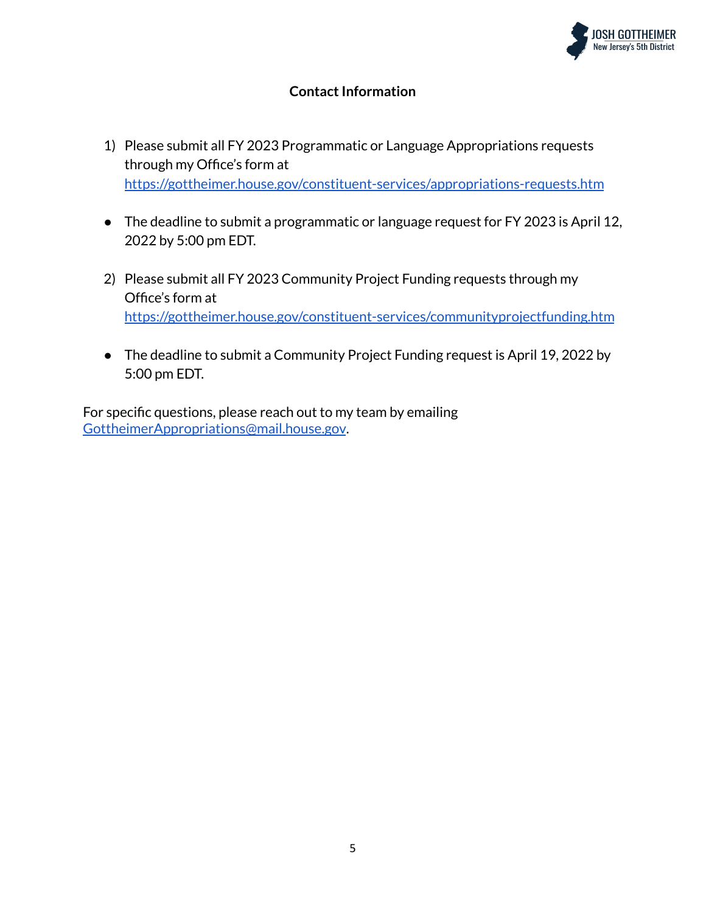## Contact Information

1) Please submit all FY 2023 Programmatic or Language Appropriations requests through my Office's form at [https://gottheimer.house.gov/constituent-services/appropriations-requests.htm](https://gottheimer.house.gov/constituent-services/appropriations-requests.htm)

- The deadline to submit a programmatic or language request for FY 2023 is April 12, 2022 by 5:00 pm EDT.

2) Please submit all FY 2023 Community Project Funding requests through my Office's form at [https://gottheimer.house.gov/constituent-services/communityprojectfunding.htm](https://gottheimer.house.gov/constituent-services/communityprojectfunding.htm)

- The deadline to submit a Community Project Funding request is April 19, 2022 by 5:00 pm EDT.

For specific questions, please reach out to my team by emailing [GottheimerAppropriations@mail.house.gov](mailto:GottheimerAppropriations@mail.house.gov).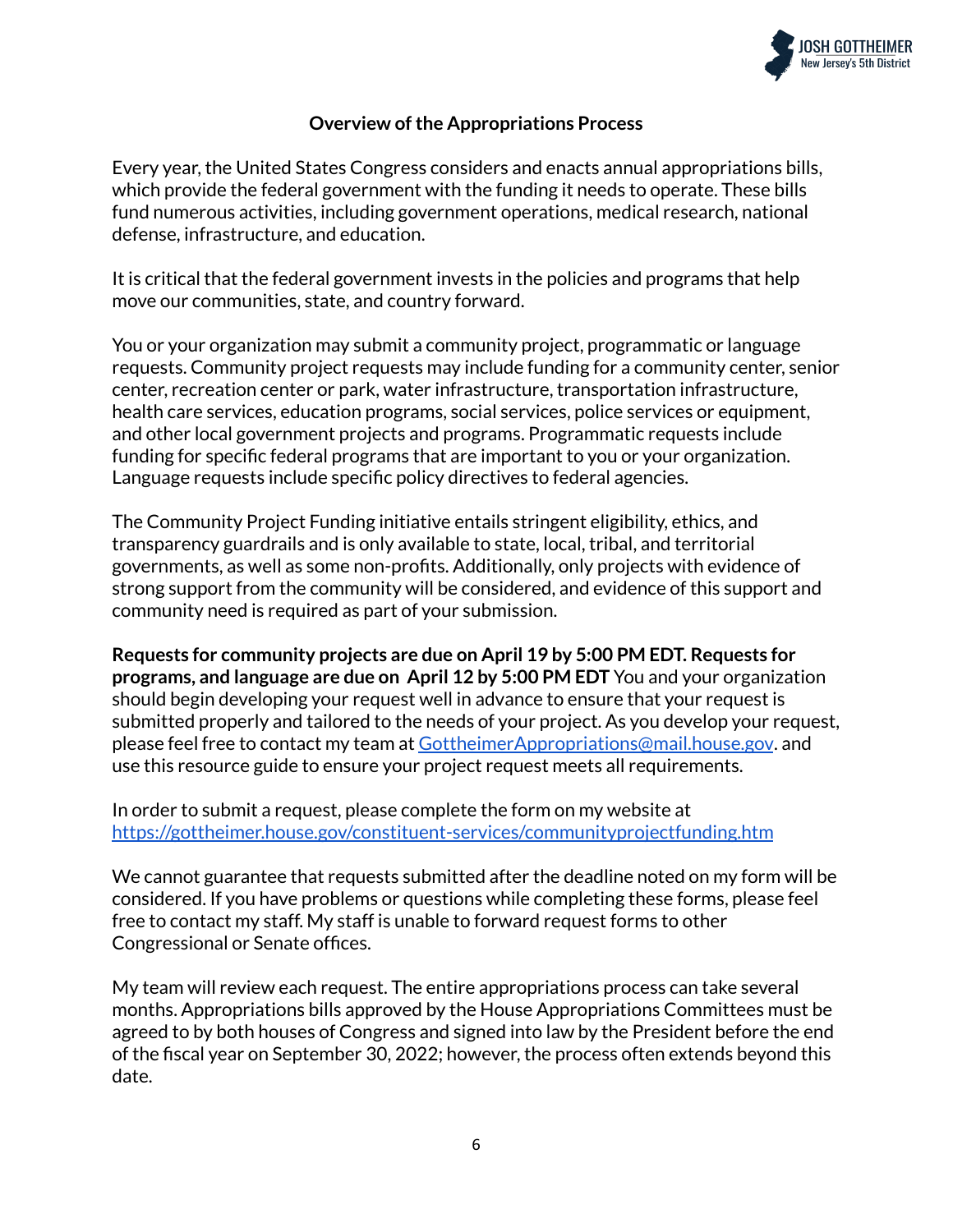## Overview of the Appropriations Process

Every year, the United States Congress considers and enacts annual appropriations bills, which provide the federal government with the funding it needs to operate. These bills fund numerous activities, including government operations, medical research, national defense, infrastructure, and education.

It is critical that the federal government invests in the policies and programs that help move our communities, state, and country forward.

You or your organization may submit a community project, programmatic or language requests. Community project requests may include funding for a community center, senior center, recreation center or park, water infrastructure, transportation infrastructure, health care services, education programs, social services, police services or equipment, and other local government projects and programs. Programmatic requests include funding for specific federal programs that are important to you or your organization. Language requests include specific policy directives to federal agencies.

The Community Project Funding initiative entails stringent eligibility, ethics, and transparency guardrails and is only available to state, local, tribal, and territorial governments, as well as some non-profits. Additionally, only projects with evidence of strong support from the community will be considered, and evidence of this support and community need is required as part of your submission.

**Requests for community projects are due on April 19 by 5:00 PM EDT. Requests for programs, and language are due on April 12 by 5:00 PM EDT** You and your organization should begin developing your request well in advance to ensure that your request is submitted properly and tailored to the needs of your project. As you develop your request, please feel free to contact my team at [GottheimerAppropriations@mail.house.gov](mailto:GottheimerAppropriations@mail.house.gov). and use this resource guide to ensure your project request meets all requirements.

In order to submit a request, please complete the form on my website at [https://gottheimer.house.gov/constituent-services/communityprojectfunding.htm](https://gottheimer.house.gov/constituent-services/communityprojectfunding.htm)

We cannot guarantee that requests submitted after the deadline noted on my form will be considered. If you have problems or questions while completing these forms, please feel free to contact my staff. My staff is unable to forward request forms to other Congressional or Senate offices.

My team will review each request. The entire appropriations process can take several months. Appropriations bills approved by the House Appropriations Committees must be agreed to by both houses of Congress and signed into law by the President before the end of the fiscal year on September 30, 2022; however, the process often extends beyond this date.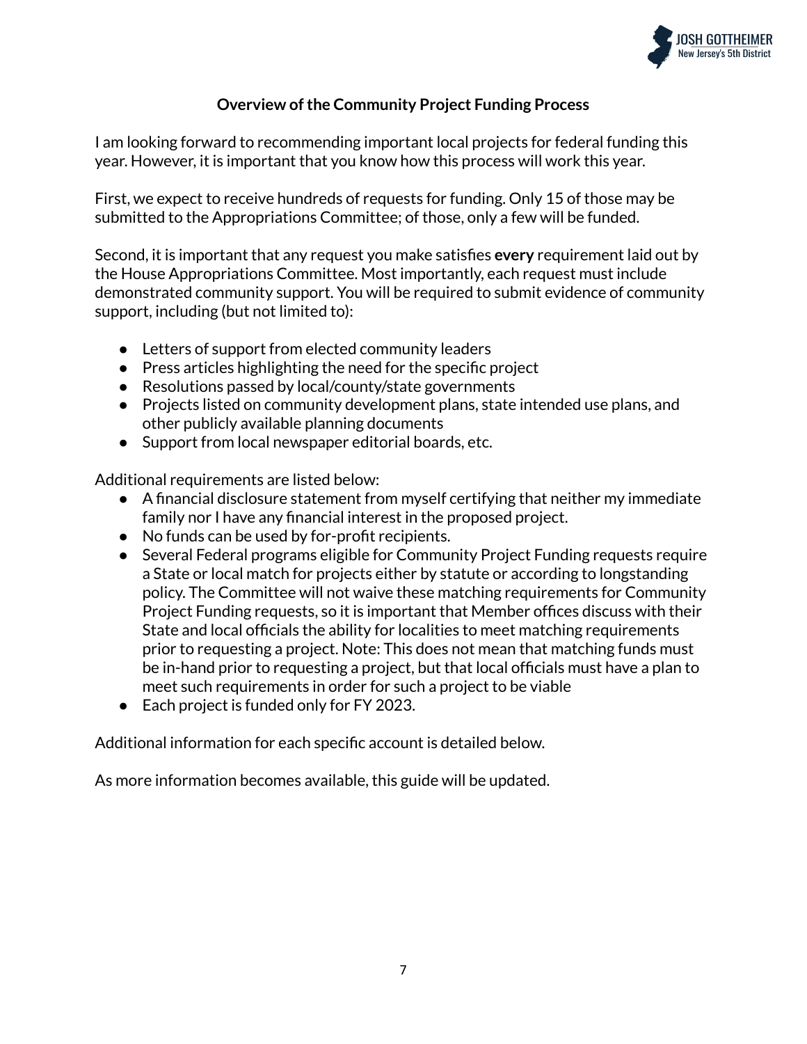## Overview of the Community Project Funding Process

I am looking forward to recommending important local projects for federal funding this year. However, it is important that you know how this process will work this year.

First, we expect to receive hundreds of requests for funding. Only 15 of those may be submitted to the Appropriations Committee; of those, only a few will be funded.

Second, it is important that any request you make satisfies **every** requirement laid out by the House Appropriations Committee. Most importantly, each request must include demonstrated community support. You will be required to submit evidence of community support, including (but not limited to):

- Letters of support from elected community leaders
- Press articles highlighting the need for the specific project
- Resolutions passed by local/county/state governments
- Projects listed on community development plans, state intended use plans, and other publicly available planning documents
- Support from local newspaper editorial boards, etc.

Additional requirements are listed below:

- A financial disclosure statement from myself certifying that neither my immediate family nor I have any financial interest in the proposed project.
- No funds can be used by for-profit recipients.
- Several Federal programs eligible for Community Project Funding requests require a State or local match for projects either by statute or according to longstanding policy. The Committee will not waive these matching requirements for Community Project Funding requests, so it is important that Member offices discuss with their State and local officials the ability for localities to meet matching requirements prior to requesting a project. Note: This does not mean that matching funds must be in-hand prior to requesting a project, but that local officials must have a plan to meet such requirements in order for such a project to be viable
- Each project is funded only for FY 2023.

Additional information for each specific account is detailed below.

As more information becomes available, this guide will be updated.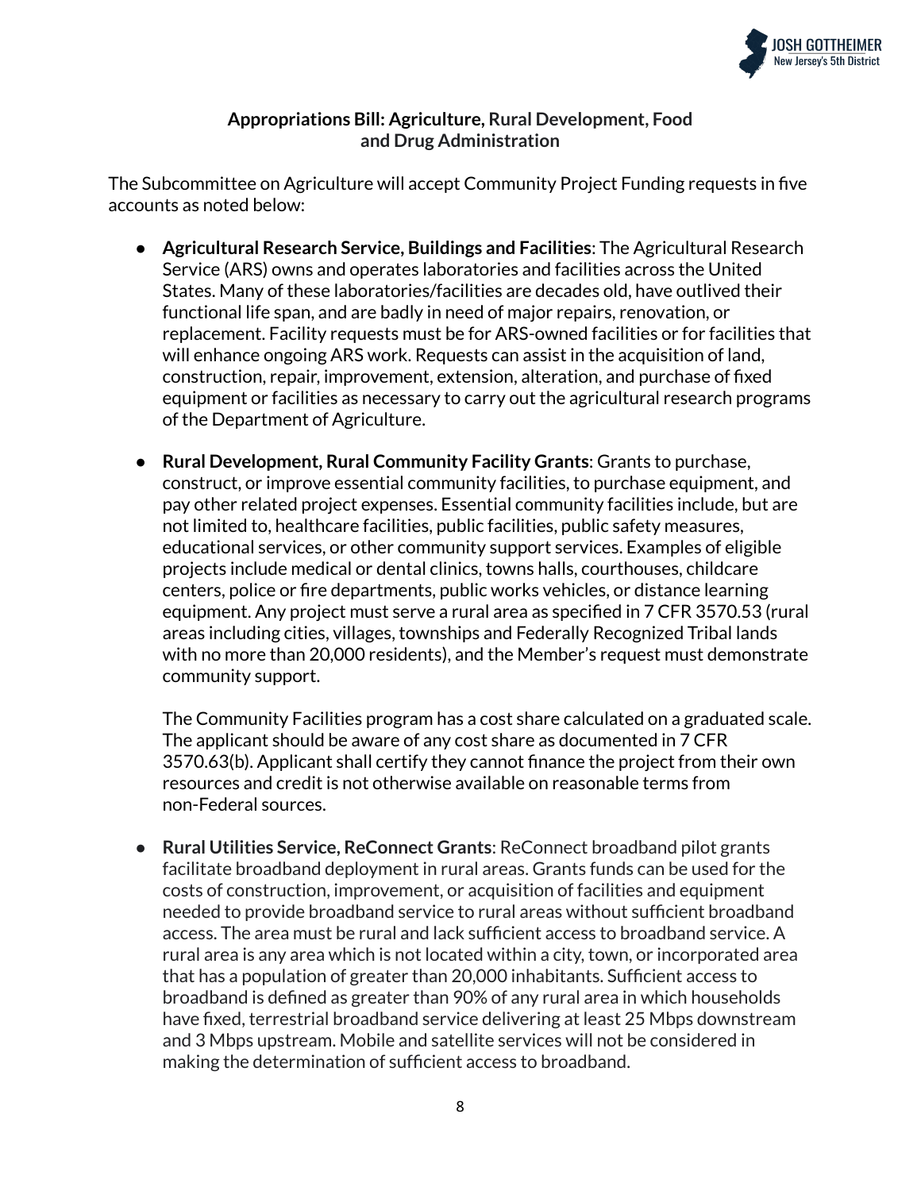## Appropriations Bill: Agriculture, Rural Development, Food and Drug Administration

The Subcommittee on Agriculture will accept Community Project Funding requests in five accounts as noted below:

- **Agricultural Research Service, Buildings and Facilities**: The Agricultural Research Service (ARS) owns and operates laboratories and facilities across the United States. Many of these laboratories/facilities are decades old, have outlived their functional life span, and are badly in need of major repairs, renovation, or replacement. Facility requests must be for ARS-owned facilities or for facilities that will enhance ongoing ARS work. Requests can assist in the acquisition of land, construction, repair, improvement, extension, alteration, and purchase of fixed equipment or facilities as necessary to carry out the agricultural research programs of the Department of Agriculture.

- **Rural Development, Rural Community Facility Grants**: Grants to purchase, construct, or improve essential community facilities, to purchase equipment, and pay other related project expenses. Essential community facilities include, but are not limited to, healthcare facilities, public facilities, public safety measures, educational services, or other community support services. Examples of eligible projects include medical or dental clinics, towns halls, courthouses, childcare centers, police or fire departments, public works vehicles, or distance learning equipment. Any project must serve a rural area as specified in 7 CFR 3570.53 (rural areas including cities, villages, townships and Federally Recognized Tribal lands with no more than 20,000 residents), and the Member's request must demonstrate community support.

  The Community Facilities program has a cost share calculated on a graduated scale. The applicant should be aware of any cost share as documented in 7 CFR 3570.63(b). Applicant shall certify they cannot finance the project from their own resources and credit is not otherwise available on reasonable terms from non-Federal sources.

- **Rural Utilities Service, ReConnect Grants**: ReConnect broadband pilot grants facilitate broadband deployment in rural areas. Grants funds can be used for the costs of construction, improvement, or acquisition of facilities and equipment needed to provide broadband service to rural areas without sufficient broadband access. The area must be rural and lack sufficient access to broadband service. A rural area is any area which is not located within a city, town, or incorporated area that has a population of greater than 20,000 inhabitants. Sufficient access to broadband is defined as greater than 90% of any rural area in which households have fixed, terrestrial broadband service delivering at least 25 Mbps downstream and 3 Mbps upstream. Mobile and satellite services will not be considered in making the determination of sufficient access to broadband.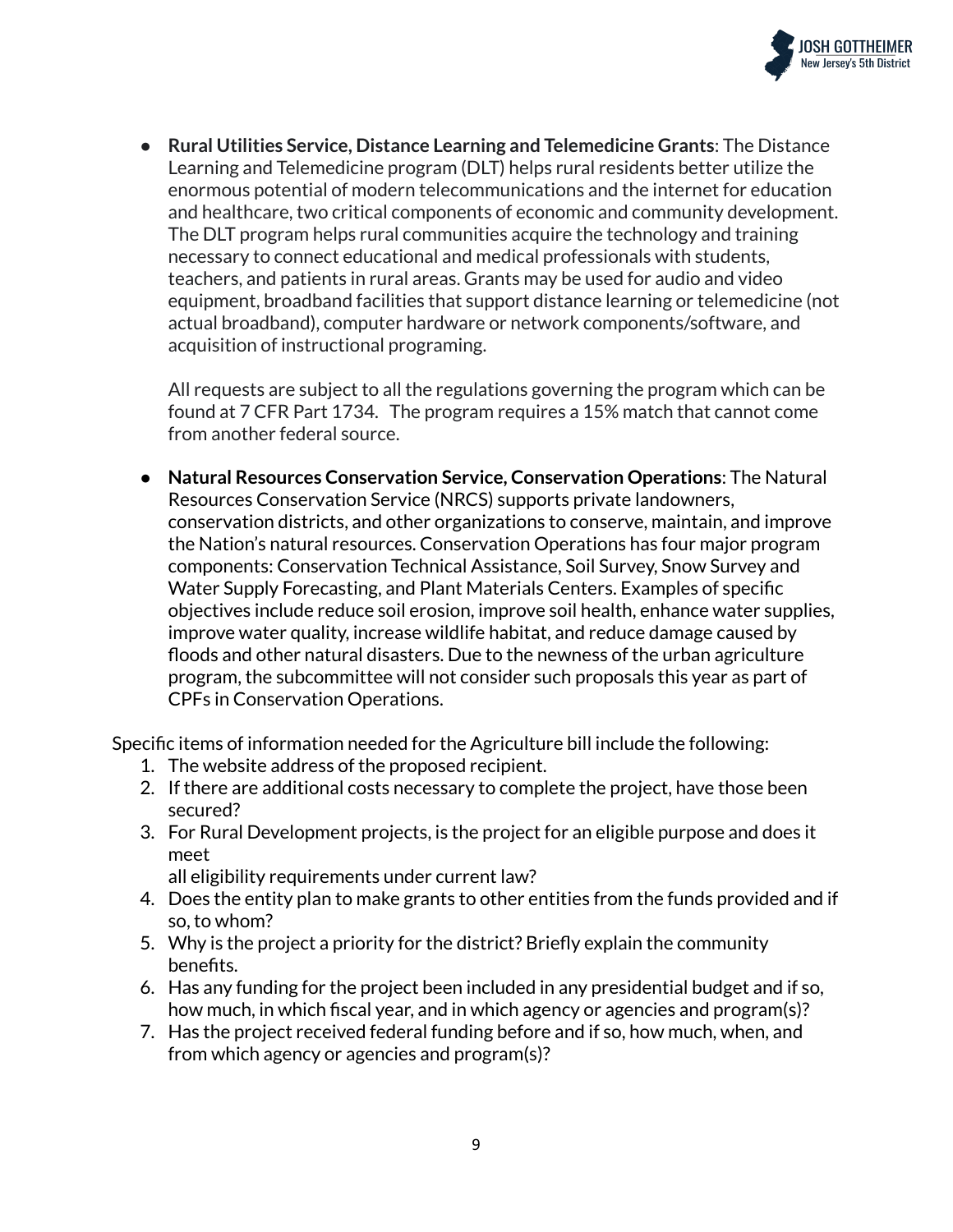- **Rural Utilities Service, Distance Learning and Telemedicine Grants**: The Distance Learning and Telemedicine program (DLT) helps rural residents better utilize the enormous potential of modern telecommunications and the internet for education and healthcare, two critical components of economic and community development. The DLT program helps rural communities acquire the technology and training necessary to connect educational and medical professionals with students, teachers, and patients in rural areas. Grants may be used for audio and video equipment, broadband facilities that support distance learning or telemedicine (not actual broadband), computer hardware or network components/software, and acquisition of instructional programing.

  All requests are subject to all the regulations governing the program which can be found at 7 CFR Part 1734. The program requires a 15% match that cannot come from another federal source.

- **Natural Resources Conservation Service, Conservation Operations**: The Natural Resources Conservation Service (NRCS) supports private landowners, conservation districts, and other organizations to conserve, maintain, and improve the Nation's natural resources. Conservation Operations has four major program components: Conservation Technical Assistance, Soil Survey, Snow Survey and Water Supply Forecasting, and Plant Materials Centers. Examples of specific objectives include reduce soil erosion, improve soil health, enhance water supplies, improve water quality, increase wildlife habitat, and reduce damage caused by floods and other natural disasters. Due to the newness of the urban agriculture program, the subcommittee will not consider such proposals this year as part of CPFs in Conservation Operations.

Specific items of information needed for the Agriculture bill include the following:

1. The website address of the proposed recipient.
2. If there are additional costs necessary to complete the project, have those been secured?
3. For Rural Development projects, is the project for an eligible purpose and does it meet all eligibility requirements under current law?
4. Does the entity plan to make grants to other entities from the funds provided and if so, to whom?
5. Why is the project a priority for the district? Briefly explain the community benefits.
6. Has any funding for the project been included in any presidential budget and if so, how much, in which fiscal year, and in which agency or agencies and program(s)?
7. Has the project received federal funding before and if so, how much, when, and from which agency or agencies and program(s)?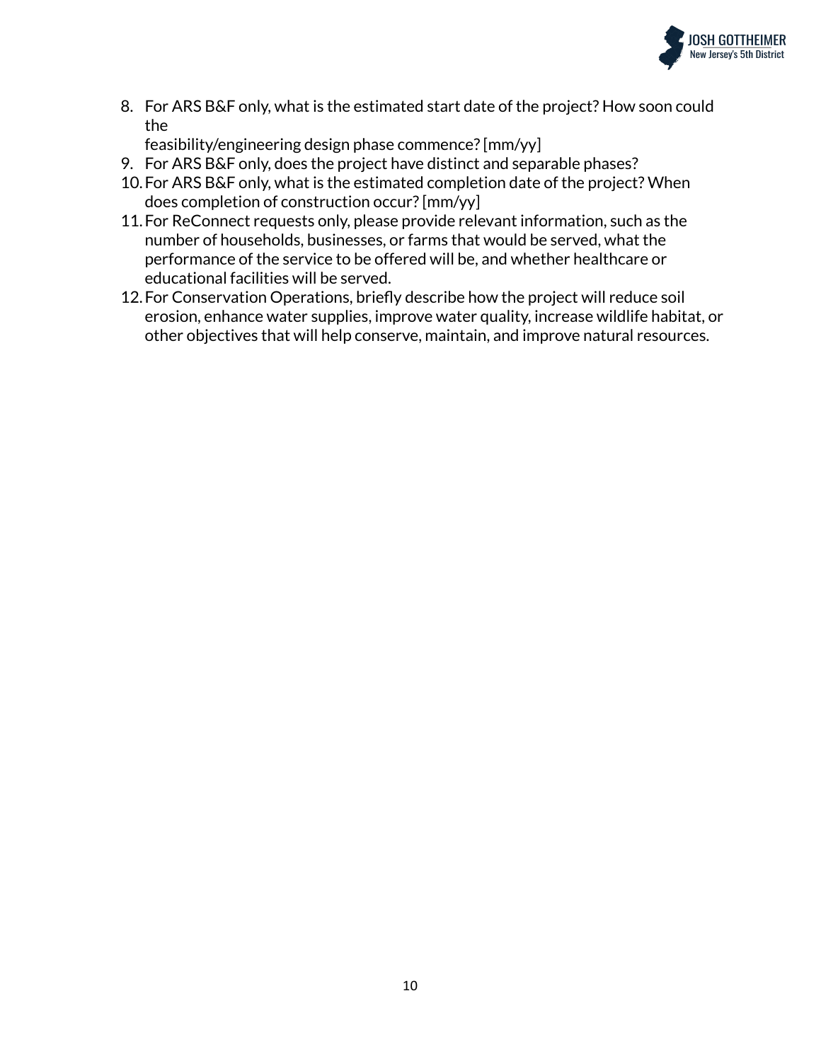8. For ARS B&F only, what is the estimated start date of the project? How soon could the feasibility/engineering design phase commence? [mm/yy]
9. For ARS B&F only, does the project have distinct and separable phases?
10. For ARS B&F only, what is the estimated completion date of the project? When does completion of construction occur? [mm/yy]
11. For ReConnect requests only, please provide relevant information, such as the number of households, businesses, or farms that would be served, what the performance of the service to be offered will be, and whether healthcare or educational facilities will be served.
12. For Conservation Operations, briefly describe how the project will reduce soil erosion, enhance water supplies, improve water quality, increase wildlife habitat, or other objectives that will help conserve, maintain, and improve natural resources.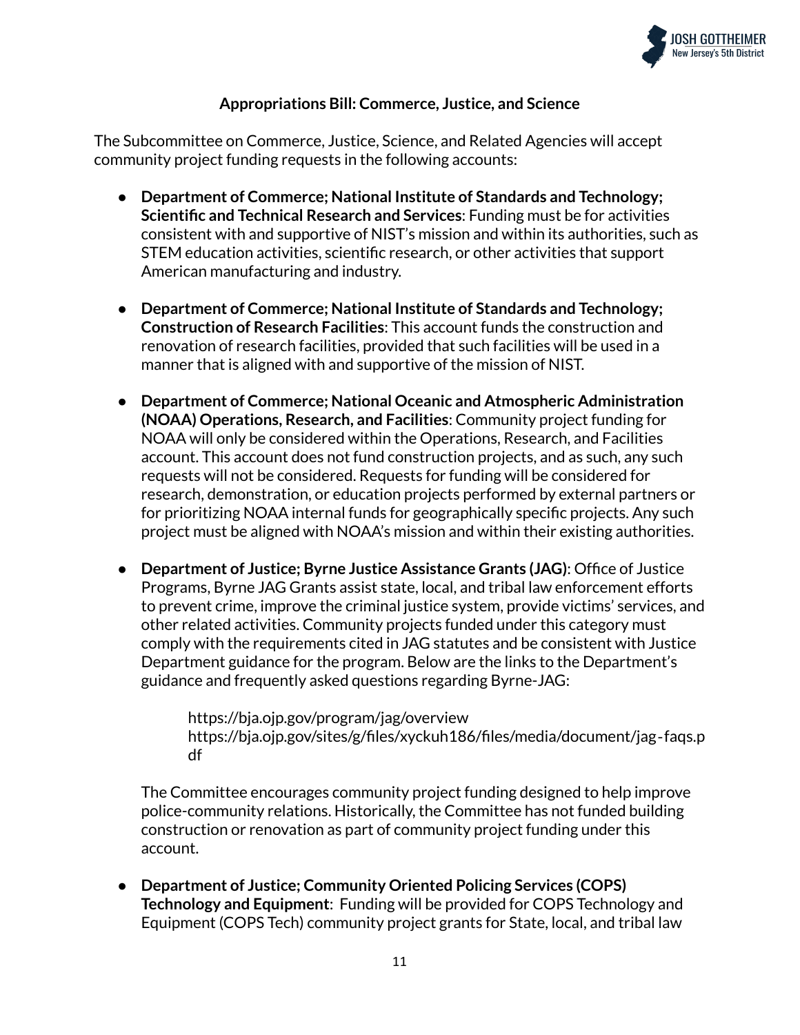## Appropriations Bill: Commerce, Justice, and Science

The Subcommittee on Commerce, Justice, Science, and Related Agencies will accept community project funding requests in the following accounts:

- **Department of Commerce; National Institute of Standards and Technology; Scientific and Technical Research and Services**: Funding must be for activities consistent with and supportive of NIST's mission and within its authorities, such as STEM education activities, scientific research, or other activities that support American manufacturing and industry.

- **Department of Commerce; National Institute of Standards and Technology; Construction of Research Facilities**: This account funds the construction and renovation of research facilities, provided that such facilities will be used in a manner that is aligned with and supportive of the mission of NIST.

- **Department of Commerce; National Oceanic and Atmospheric Administration (NOAA) Operations, Research, and Facilities**: Community project funding for NOAA will only be considered within the Operations, Research, and Facilities account. This account does not fund construction projects, and as such, any such requests will not be considered. Requests for funding will be considered for research, demonstration, or education projects performed by external partners or for prioritizing NOAA internal funds for geographically specific projects. Any such project must be aligned with NOAA's mission and within their existing authorities.

- **Department of Justice; Byrne Justice Assistance Grants (JAG)**: Office of Justice Programs, Byrne JAG Grants assist state, local, and tribal law enforcement efforts to prevent crime, improve the criminal justice system, provide victims' services, and other related activities. Community projects funded under this category must comply with the requirements cited in JAG statutes and be consistent with Justice Department guidance for the program. Below are the links to the Department's guidance and frequently asked questions regarding Byrne-JAG:

  https://bja.ojp.gov/program/jag/overview
  https://bja.ojp.gov/sites/g/files/xyckuh186/files/media/document/jag-faqs.pdf

  The Committee encourages community project funding designed to help improve police-community relations. Historically, the Committee has not funded building construction or renovation as part of community project funding under this account.

- **Department of Justice; Community Oriented Policing Services (COPS) Technology and Equipment**: Funding will be provided for COPS Technology and Equipment (COPS Tech) community project grants for State, local, and tribal law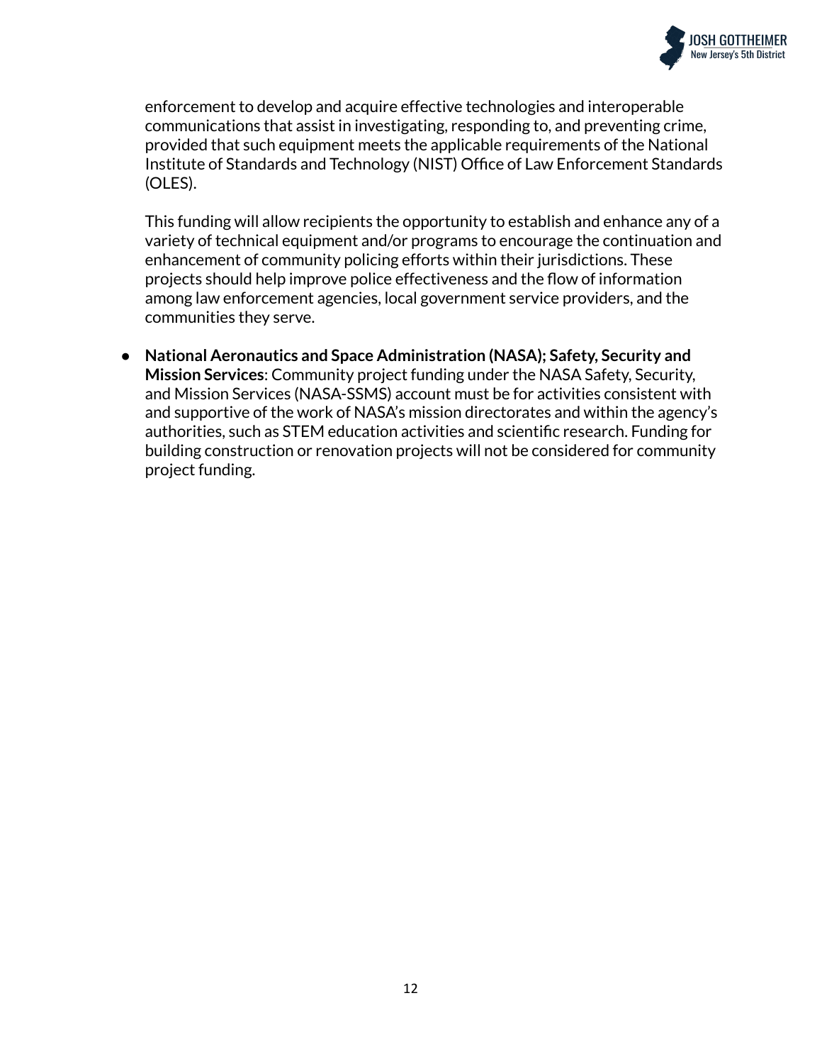enforcement to develop and acquire effective technologies and interoperable communications that assist in investigating, responding to, and preventing crime, provided that such equipment meets the applicable requirements of the National Institute of Standards and Technology (NIST) Office of Law Enforcement Standards (OLES).

This funding will allow recipients the opportunity to establish and enhance any of a variety of technical equipment and/or programs to encourage the continuation and enhancement of community policing efforts within their jurisdictions. These projects should help improve police effectiveness and the flow of information among law enforcement agencies, local government service providers, and the communities they serve.

- **National Aeronautics and Space Administration (NASA); Safety, Security and Mission Services**: Community project funding under the NASA Safety, Security, and Mission Services (NASA-SSMS) account must be for activities consistent with and supportive of the work of NASA's mission directorates and within the agency's authorities, such as STEM education activities and scientific research. Funding for building construction or renovation projects will not be considered for community project funding.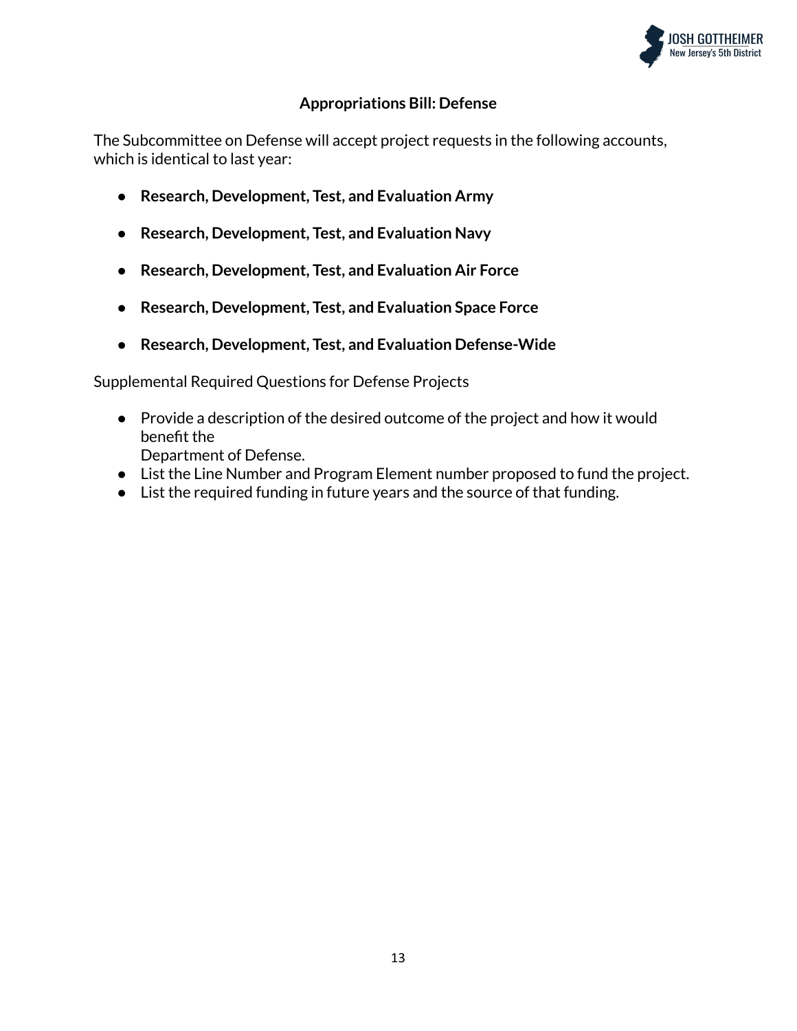## Appropriations Bill: Defense

The Subcommittee on Defense will accept project requests in the following accounts, which is identical to last year:

- **Research, Development, Test, and Evaluation Army**
- **Research, Development, Test, and Evaluation Navy**
- **Research, Development, Test, and Evaluation Air Force**
- **Research, Development, Test, and Evaluation Space Force**
- **Research, Development, Test, and Evaluation Defense-Wide**

Supplemental Required Questions for Defense Projects

- Provide a description of the desired outcome of the project and how it would benefit the Department of Defense.
- List the Line Number and Program Element number proposed to fund the project.
- List the required funding in future years and the source of that funding.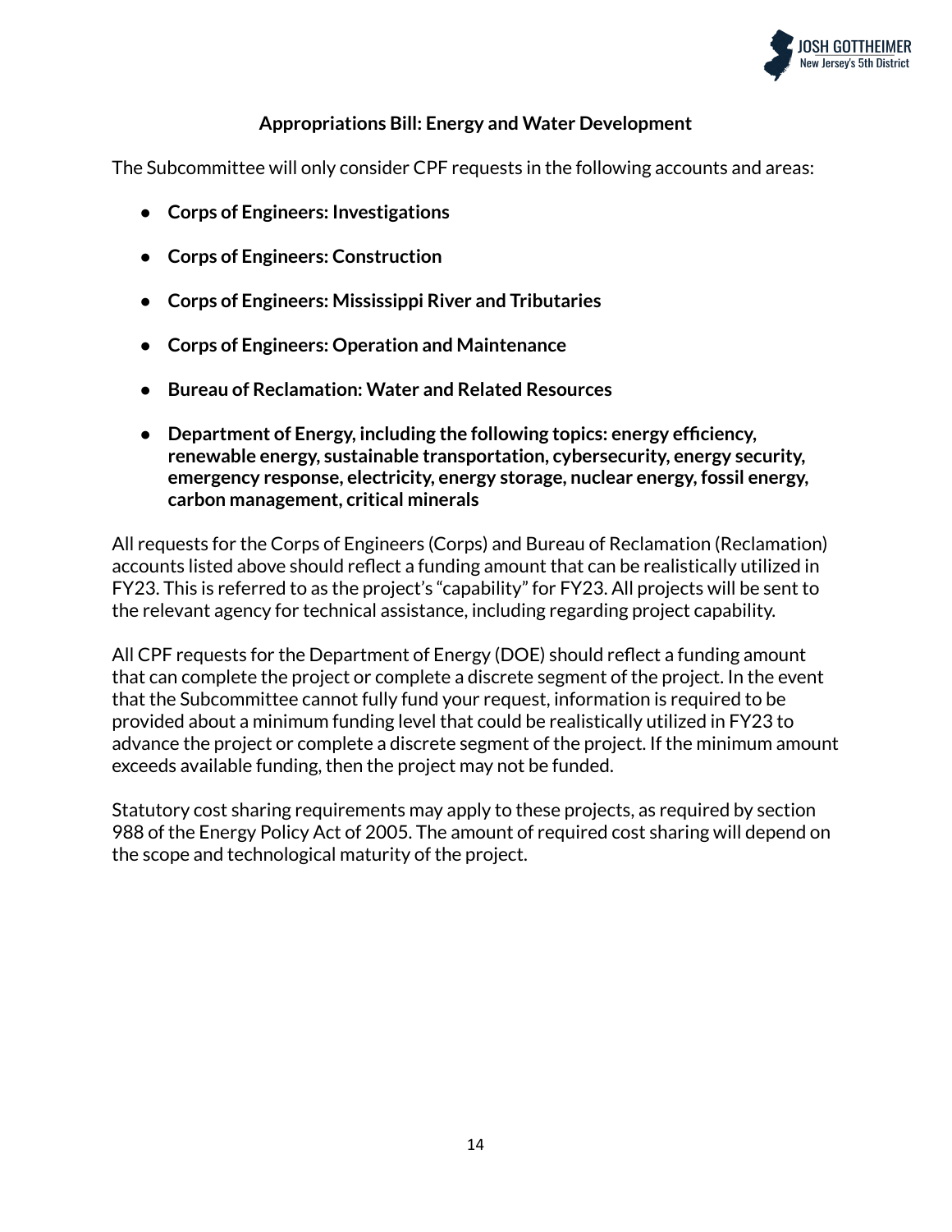## Appropriations Bill: Energy and Water Development

The Subcommittee will only consider CPF requests in the following accounts and areas:

- **Corps of Engineers: Investigations**
- **Corps of Engineers: Construction**
- **Corps of Engineers: Mississippi River and Tributaries**
- **Corps of Engineers: Operation and Maintenance**
- **Bureau of Reclamation: Water and Related Resources**
- **Department of Energy, including the following topics: energy efficiency, renewable energy, sustainable transportation, cybersecurity, energy security, emergency response, electricity, energy storage, nuclear energy, fossil energy, carbon management, critical minerals**

All requests for the Corps of Engineers (Corps) and Bureau of Reclamation (Reclamation) accounts listed above should reflect a funding amount that can be realistically utilized in FY23. This is referred to as the project's "capability" for FY23. All projects will be sent to the relevant agency for technical assistance, including regarding project capability.

All CPF requests for the Department of Energy (DOE) should reflect a funding amount that can complete the project or complete a discrete segment of the project. In the event that the Subcommittee cannot fully fund your request, information is required to be provided about a minimum funding level that could be realistically utilized in FY23 to advance the project or complete a discrete segment of the project. If the minimum amount exceeds available funding, then the project may not be funded.

Statutory cost sharing requirements may apply to these projects, as required by section 988 of the Energy Policy Act of 2005. The amount of required cost sharing will depend on the scope and technological maturity of the project.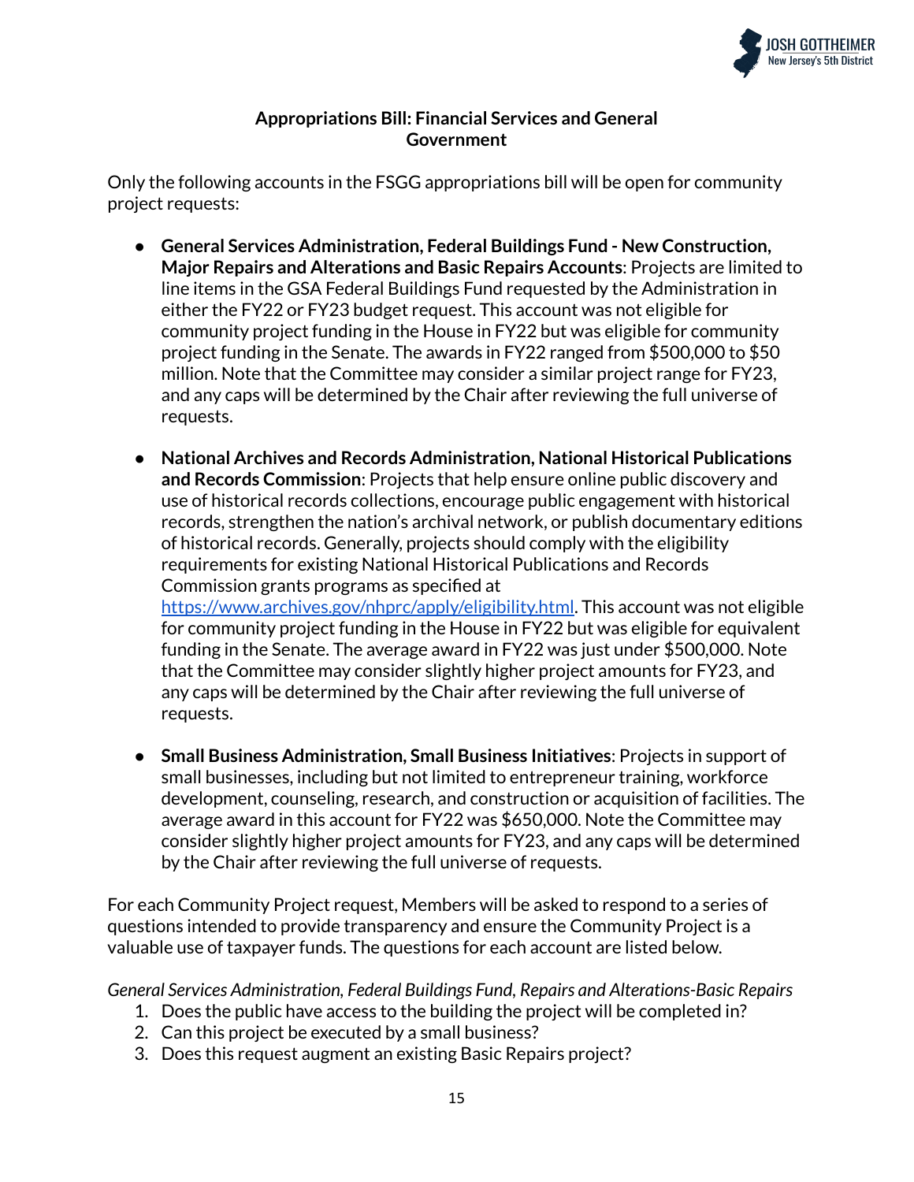## Appropriations Bill: Financial Services and General Government

Only the following accounts in the FSGG appropriations bill will be open for community project requests:

- **General Services Administration, Federal Buildings Fund - New Construction, Major Repairs and Alterations and Basic Repairs Accounts**: Projects are limited to line items in the GSA Federal Buildings Fund requested by the Administration in either the FY22 or FY23 budget request. This account was not eligible for community project funding in the House in FY22 but was eligible for community project funding in the Senate. The awards in FY22 ranged from $500,000 to $50 million. Note that the Committee may consider a similar project range for FY23, and any caps will be determined by the Chair after reviewing the full universe of requests.
- **National Archives and Records Administration, National Historical Publications and Records Commission**: Projects that help ensure online public discovery and use of historical records collections, encourage public engagement with historical records, strengthen the nation's archival network, or publish documentary editions of historical records. Generally, projects should comply with the eligibility requirements for existing National Historical Publications and Records Commission grants programs as specified at [https://www.archives.gov/nhprc/apply/eligibility.html](https://www.archives.gov/nhprc/apply/eligibility.html). This account was not eligible for community project funding in the House in FY22 but was eligible for equivalent funding in the Senate. The average award in FY22 was just under $500,000. Note that the Committee may consider slightly higher project amounts for FY23, and any caps will be determined by the Chair after reviewing the full universe of requests.
- **Small Business Administration, Small Business Initiatives**: Projects in support of small businesses, including but not limited to entrepreneur training, workforce development, counseling, research, and construction or acquisition of facilities. The average award in this account for FY22 was $650,000. Note the Committee may consider slightly higher project amounts for FY23, and any caps will be determined by the Chair after reviewing the full universe of requests.

For each Community Project request, Members will be asked to respond to a series of questions intended to provide transparency and ensure the Community Project is a valuable use of taxpayer funds. The questions for each account are listed below.

*General Services Administration, Federal Buildings Fund, Repairs and Alterations-Basic Repairs*

1. Does the public have access to the building the project will be completed in?
2. Can this project be executed by a small business?
3. Does this request augment an existing Basic Repairs project?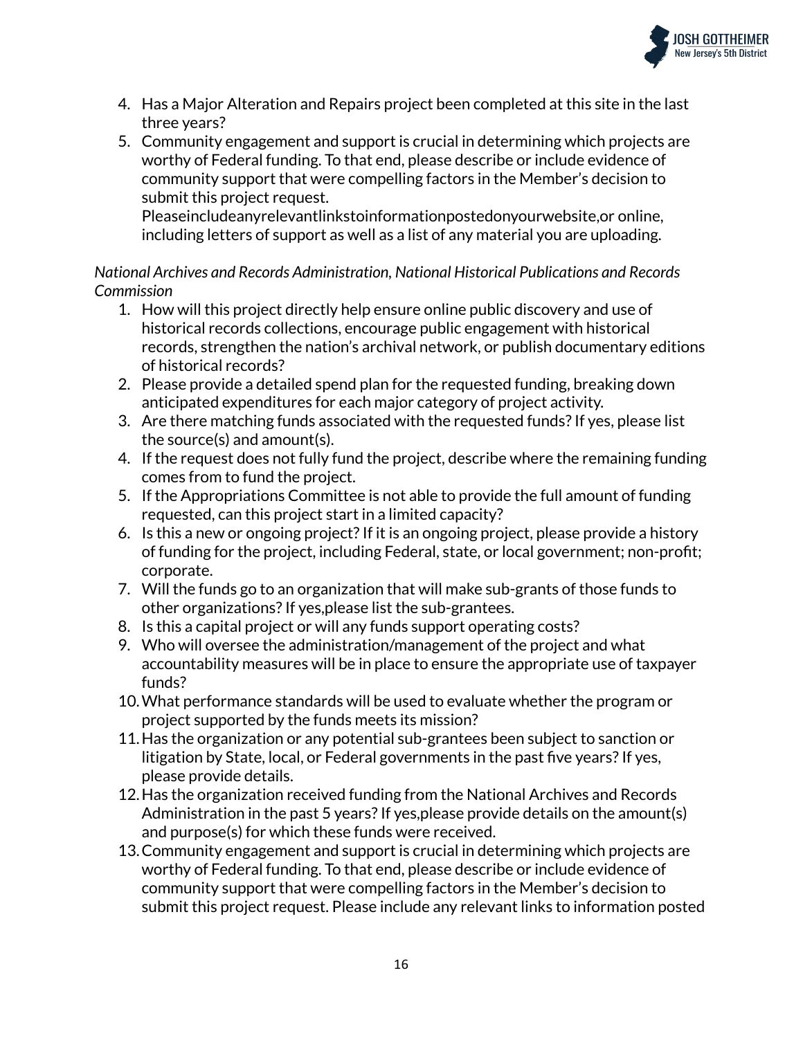4. Has a Major Alteration and Repairs project been completed at this site in the last three years?
5. Community engagement and support is crucial in determining which projects are worthy of Federal funding. To that end, please describe or include evidence of community support that were compelling factors in the Member's decision to submit this project request. Pleaseincludeanyrelevantlinkstoinformationpostedonyourwebsite,or online, including letters of support as well as a list of any material you are uploading.

*National Archives and Records Administration, National Historical Publications and Records Commission*

1. How will this project directly help ensure online public discovery and use of historical records collections, encourage public engagement with historical records, strengthen the nation's archival network, or publish documentary editions of historical records?
2. Please provide a detailed spend plan for the requested funding, breaking down anticipated expenditures for each major category of project activity.
3. Are there matching funds associated with the requested funds? If yes, please list the source(s) and amount(s).
4. If the request does not fully fund the project, describe where the remaining funding comes from to fund the project.
5. If the Appropriations Committee is not able to provide the full amount of funding requested, can this project start in a limited capacity?
6. Is this a new or ongoing project? If it is an ongoing project, please provide a history of funding for the project, including Federal, state, or local government; non-profit; corporate.
7. Will the funds go to an organization that will make sub-grants of those funds to other organizations? If yes,please list the sub-grantees.
8. Is this a capital project or will any funds support operating costs?
9. Who will oversee the administration/management of the project and what accountability measures will be in place to ensure the appropriate use of taxpayer funds?
10. What performance standards will be used to evaluate whether the program or project supported by the funds meets its mission?
11. Has the organization or any potential sub-grantees been subject to sanction or litigation by State, local, or Federal governments in the past five years? If yes, please provide details.
12. Has the organization received funding from the National Archives and Records Administration in the past 5 years? If yes,please provide details on the amount(s) and purpose(s) for which these funds were received.
13. Community engagement and support is crucial in determining which projects are worthy of Federal funding. To that end, please describe or include evidence of community support that were compelling factors in the Member's decision to submit this project request. Please include any relevant links to information posted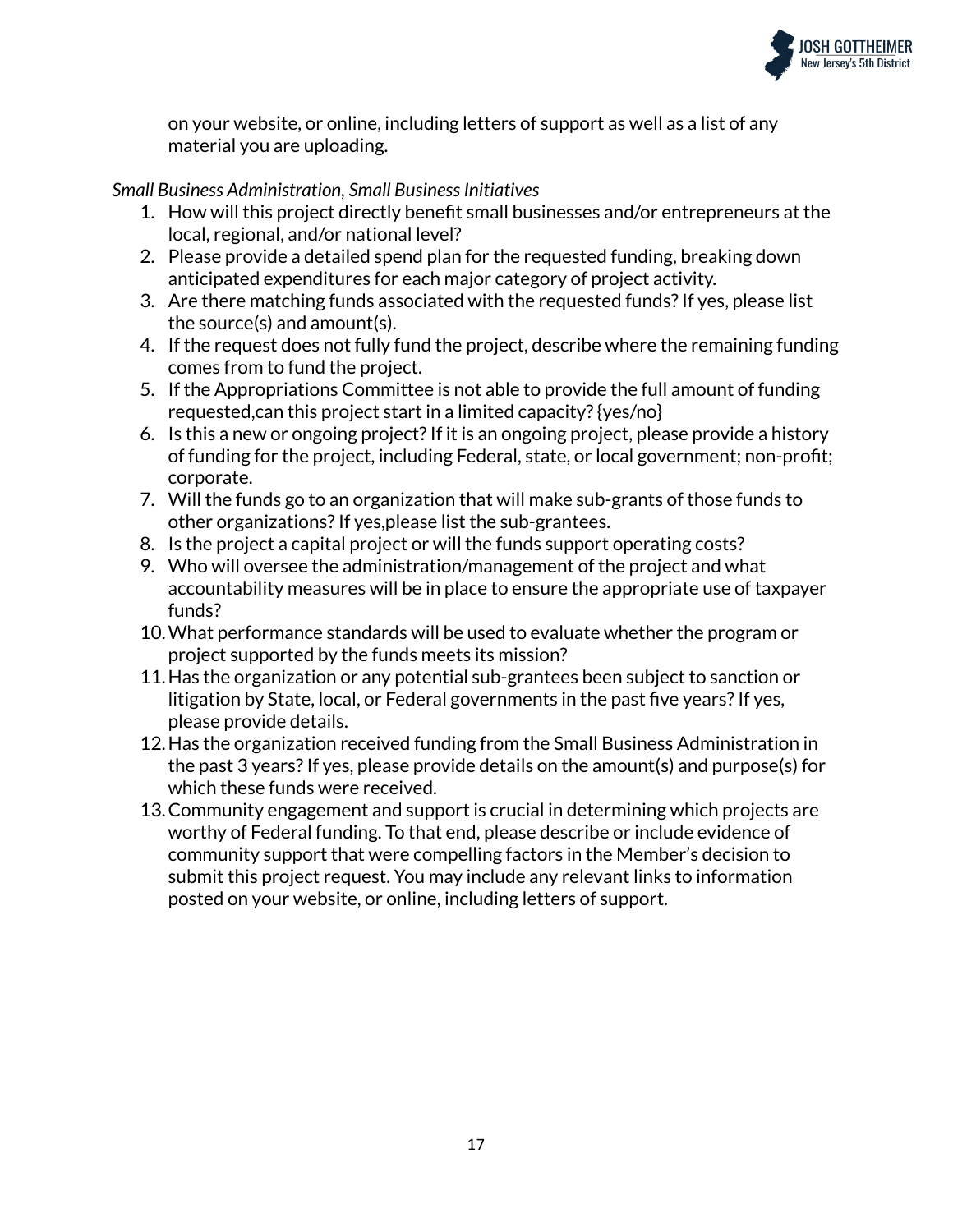on your website, or online, including letters of support as well as a list of any material you are uploading.

*Small Business Administration, Small Business Initiatives*

1. How will this project directly benefit small businesses and/or entrepreneurs at the local, regional, and/or national level?
2. Please provide a detailed spend plan for the requested funding, breaking down anticipated expenditures for each major category of project activity.
3. Are there matching funds associated with the requested funds? If yes, please list the source(s) and amount(s).
4. If the request does not fully fund the project, describe where the remaining funding comes from to fund the project.
5. If the Appropriations Committee is not able to provide the full amount of funding requested,can this project start in a limited capacity? {yes/no}
6. Is this a new or ongoing project? If it is an ongoing project, please provide a history of funding for the project, including Federal, state, or local government; non-profit; corporate.
7. Will the funds go to an organization that will make sub-grants of those funds to other organizations? If yes,please list the sub-grantees.
8. Is the project a capital project or will the funds support operating costs?
9. Who will oversee the administration/management of the project and what accountability measures will be in place to ensure the appropriate use of taxpayer funds?
10. What performance standards will be used to evaluate whether the program or project supported by the funds meets its mission?
11. Has the organization or any potential sub-grantees been subject to sanction or litigation by State, local, or Federal governments in the past five years? If yes, please provide details.
12. Has the organization received funding from the Small Business Administration in the past 3 years? If yes, please provide details on the amount(s) and purpose(s) for which these funds were received.
13. Community engagement and support is crucial in determining which projects are worthy of Federal funding. To that end, please describe or include evidence of community support that were compelling factors in the Member's decision to submit this project request. You may include any relevant links to information posted on your website, or online, including letters of support.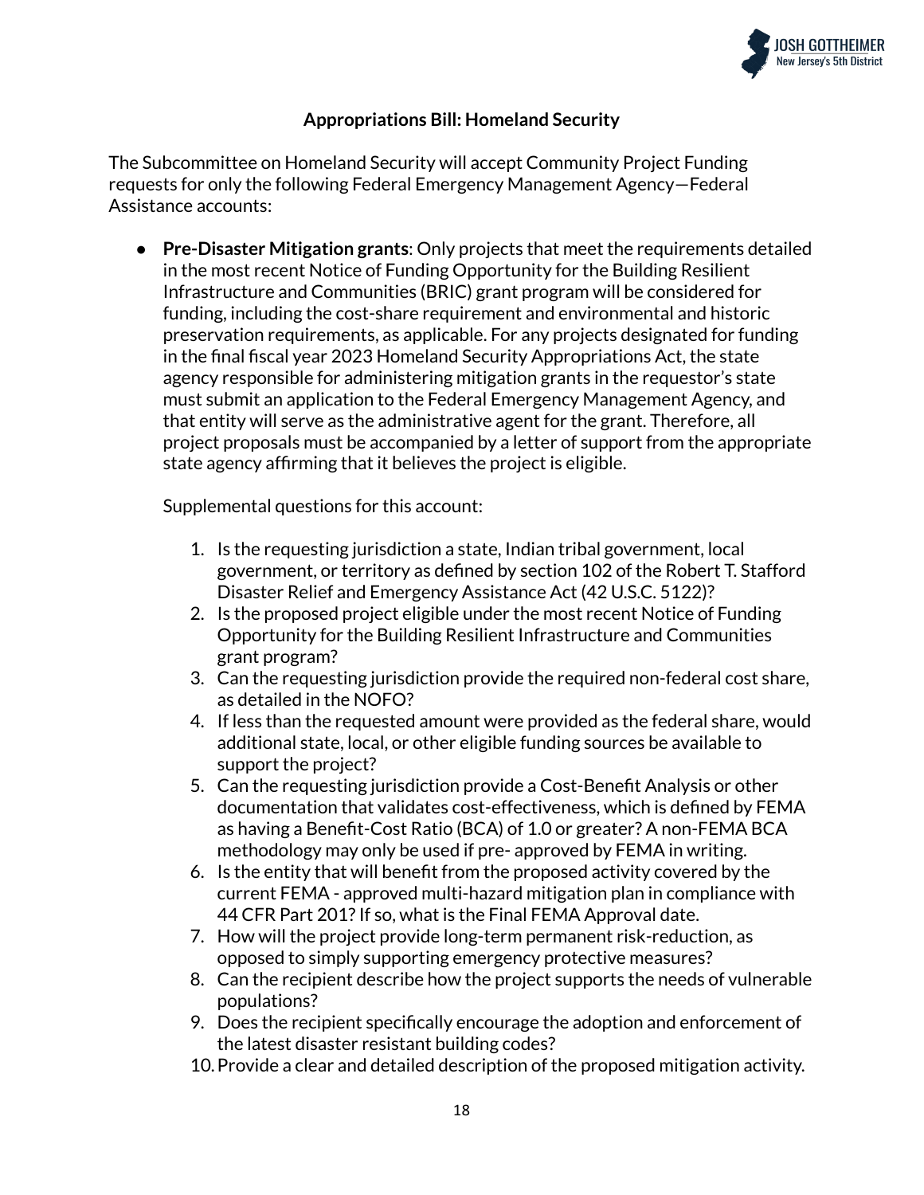## Appropriations Bill: Homeland Security

The Subcommittee on Homeland Security will accept Community Project Funding requests for only the following Federal Emergency Management Agency—Federal Assistance accounts:

- **Pre-Disaster Mitigation grants**: Only projects that meet the requirements detailed in the most recent Notice of Funding Opportunity for the Building Resilient Infrastructure and Communities (BRIC) grant program will be considered for funding, including the cost-share requirement and environmental and historic preservation requirements, as applicable. For any projects designated for funding in the final fiscal year 2023 Homeland Security Appropriations Act, the state agency responsible for administering mitigation grants in the requestor's state must submit an application to the Federal Emergency Management Agency, and that entity will serve as the administrative agent for the grant. Therefore, all project proposals must be accompanied by a letter of support from the appropriate state agency affirming that it believes the project is eligible.

  Supplemental questions for this account:

  1. Is the requesting jurisdiction a state, Indian tribal government, local government, or territory as defined by section 102 of the Robert T. Stafford Disaster Relief and Emergency Assistance Act (42 U.S.C. 5122)?
  2. Is the proposed project eligible under the most recent Notice of Funding Opportunity for the Building Resilient Infrastructure and Communities grant program?
  3. Can the requesting jurisdiction provide the required non-federal cost share, as detailed in the NOFO?
  4. If less than the requested amount were provided as the federal share, would additional state, local, or other eligible funding sources be available to support the project?
  5. Can the requesting jurisdiction provide a Cost-Benefit Analysis or other documentation that validates cost-effectiveness, which is defined by FEMA as having a Benefit-Cost Ratio (BCA) of 1.0 or greater? A non-FEMA BCA methodology may only be used if pre- approved by FEMA in writing.
  6. Is the entity that will benefit from the proposed activity covered by the current FEMA - approved multi-hazard mitigation plan in compliance with 44 CFR Part 201? If so, what is the Final FEMA Approval date.
  7. How will the project provide long-term permanent risk-reduction, as opposed to simply supporting emergency protective measures?
  8. Can the recipient describe how the project supports the needs of vulnerable populations?
  9. Does the recipient specifically encourage the adoption and enforcement of the latest disaster resistant building codes?
  10. Provide a clear and detailed description of the proposed mitigation activity.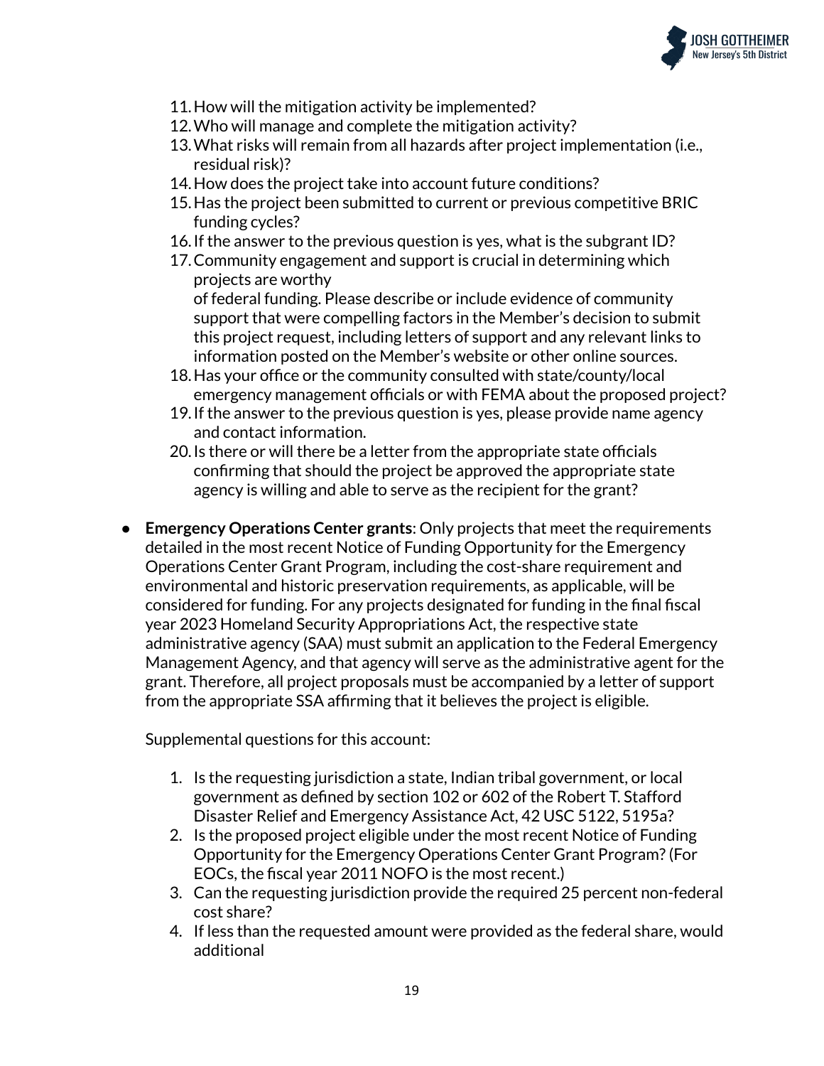11. How will the mitigation activity be implemented?
12. Who will manage and complete the mitigation activity?
13. What risks will remain from all hazards after project implementation (i.e., residual risk)?
14. How does the project take into account future conditions?
15. Has the project been submitted to current or previous competitive BRIC funding cycles?
16. If the answer to the previous question is yes, what is the subgrant ID?
17. Community engagement and support is crucial in determining which projects are worthy
    of federal funding. Please describe or include evidence of community support that were compelling factors in the Member's decision to submit this project request, including letters of support and any relevant links to information posted on the Member's website or other online sources.
18. Has your office or the community consulted with state/county/local emergency management officials or with FEMA about the proposed project?
19. If the answer to the previous question is yes, please provide name agency and contact information.
20. Is there or will there be a letter from the appropriate state officials confirming that should the project be approved the appropriate state agency is willing and able to serve as the recipient for the grant?

- **Emergency Operations Center grants**: Only projects that meet the requirements detailed in the most recent Notice of Funding Opportunity for the Emergency Operations Center Grant Program, including the cost-share requirement and environmental and historic preservation requirements, as applicable, will be considered for funding. For any projects designated for funding in the final fiscal year 2023 Homeland Security Appropriations Act, the respective state administrative agency (SAA) must submit an application to the Federal Emergency Management Agency, and that agency will serve as the administrative agent for the grant. Therefore, all project proposals must be accompanied by a letter of support from the appropriate SSA affirming that it believes the project is eligible.

  Supplemental questions for this account:

  1. Is the requesting jurisdiction a state, Indian tribal government, or local government as defined by section 102 or 602 of the Robert T. Stafford Disaster Relief and Emergency Assistance Act, 42 USC 5122, 5195a?
  2. Is the proposed project eligible under the most recent Notice of Funding Opportunity for the Emergency Operations Center Grant Program? (For EOCs, the fiscal year 2011 NOFO is the most recent.)
  3. Can the requesting jurisdiction provide the required 25 percent non-federal cost share?
  4. If less than the requested amount were provided as the federal share, would additional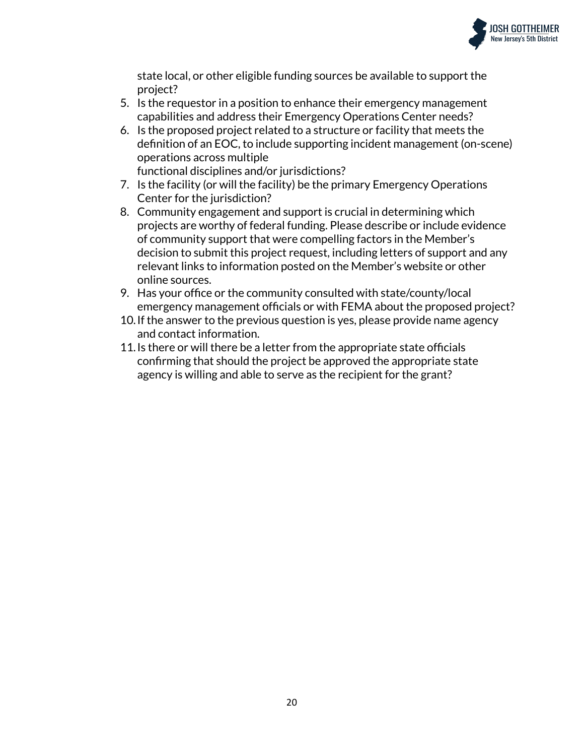state local, or other eligible funding sources be available to support the project?

5. Is the requestor in a position to enhance their emergency management capabilities and address their Emergency Operations Center needs?
6. Is the proposed project related to a structure or facility that meets the definition of an EOC, to include supporting incident management (on-scene) operations across multiple functional disciplines and/or jurisdictions?
7. Is the facility (or will the facility) be the primary Emergency Operations Center for the jurisdiction?
8. Community engagement and support is crucial in determining which projects are worthy of federal funding. Please describe or include evidence of community support that were compelling factors in the Member's decision to submit this project request, including letters of support and any relevant links to information posted on the Member's website or other online sources.
9. Has your office or the community consulted with state/county/local emergency management officials or with FEMA about the proposed project?
10. If the answer to the previous question is yes, please provide name agency and contact information.
11. Is there or will there be a letter from the appropriate state officials confirming that should the project be approved the appropriate state agency is willing and able to serve as the recipient for the grant?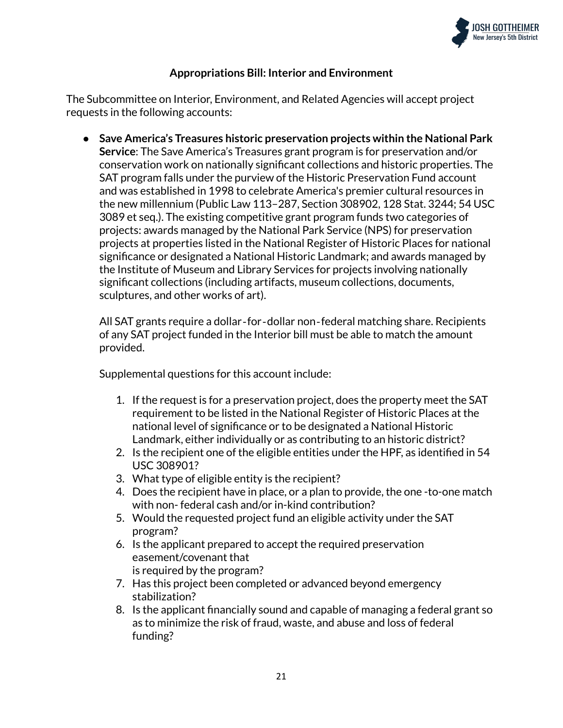**Appropriations Bill: Interior and Environment**

The Subcommittee on Interior, Environment, and Related Agencies will accept project requests in the following accounts:

- **Save America's Treasures historic preservation projects within the National Park Service**: The Save America's Treasures grant program is for preservation and/or conservation work on nationally significant collections and historic properties. The SAT program falls under the purview of the Historic Preservation Fund account and was established in 1998 to celebrate America's premier cultural resources in the new millennium (Public Law 113–287, Section 308902, 128 Stat. 3244; 54 USC 3089 et seq.). The existing competitive grant program funds two categories of projects: awards managed by the National Park Service (NPS) for preservation projects at properties listed in the National Register of Historic Places for national significance or designated a National Historic Landmark; and awards managed by the Institute of Museum and Library Services for projects involving nationally significant collections (including artifacts, museum collections, documents, sculptures, and other works of art).

  All SAT grants require a dollar-for-dollar non-federal matching share. Recipients of any SAT project funded in the Interior bill must be able to match the amount provided.

  Supplemental questions for this account include:

  1. If the request is for a preservation project, does the property meet the SAT requirement to be listed in the National Register of Historic Places at the national level of significance or to be designated a National Historic Landmark, either individually or as contributing to an historic district?
  2. Is the recipient one of the eligible entities under the HPF, as identified in 54 USC 308901?
  3. What type of eligible entity is the recipient?
  4. Does the recipient have in place, or a plan to provide, the one -to-one match with non- federal cash and/or in-kind contribution?
  5. Would the requested project fund an eligible activity under the SAT program?
  6. Is the applicant prepared to accept the required preservation easement/covenant that is required by the program?
  7. Has this project been completed or advanced beyond emergency stabilization?
  8. Is the applicant financially sound and capable of managing a federal grant so as to minimize the risk of fraud, waste, and abuse and loss of federal funding?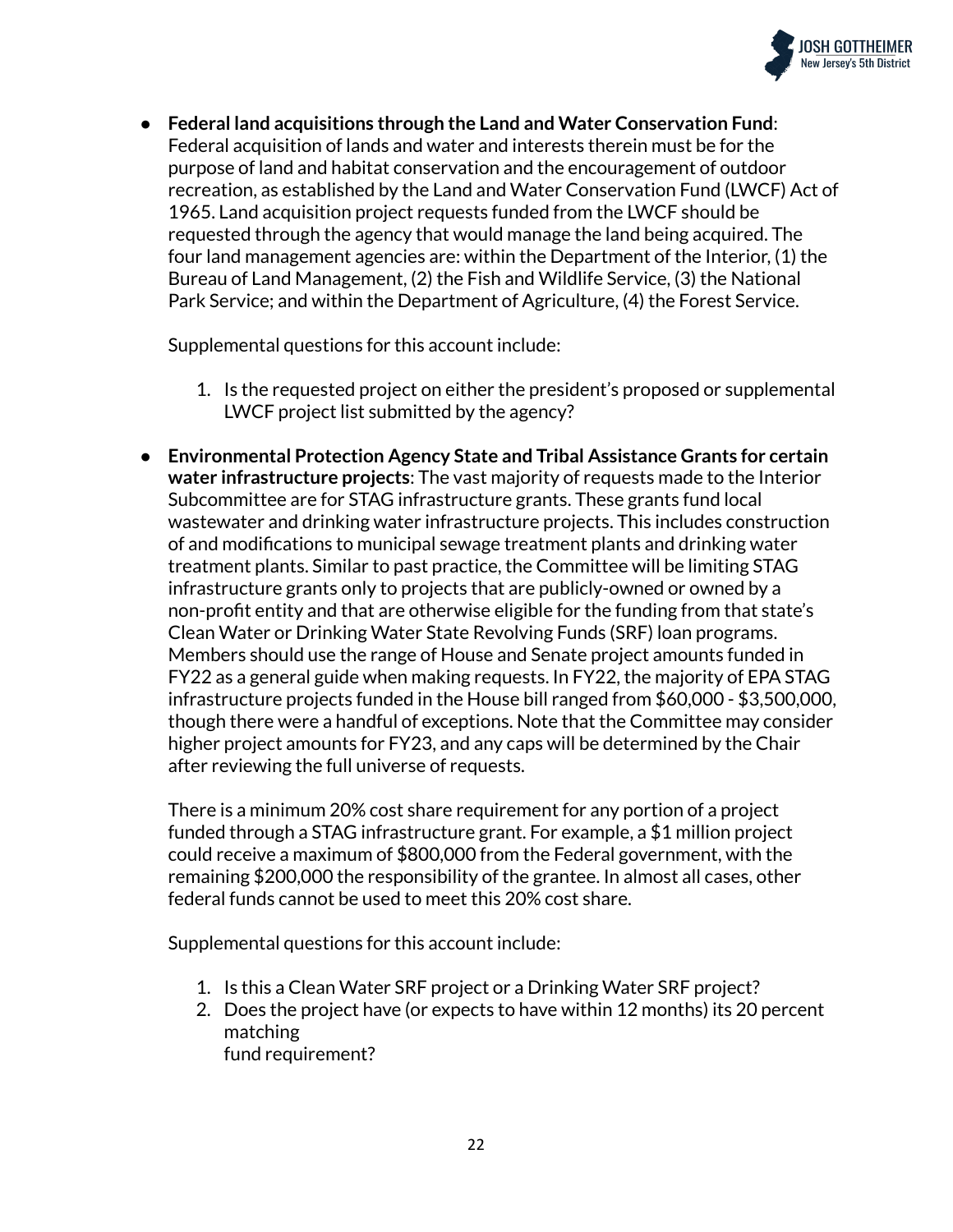- **Federal land acquisitions through the Land and Water Conservation Fund**: Federal acquisition of lands and water and interests therein must be for the purpose of land and habitat conservation and the encouragement of outdoor recreation, as established by the Land and Water Conservation Fund (LWCF) Act of 1965. Land acquisition project requests funded from the LWCF should be requested through the agency that would manage the land being acquired. The four land management agencies are: within the Department of the Interior, (1) the Bureau of Land Management, (2) the Fish and Wildlife Service, (3) the National Park Service; and within the Department of Agriculture, (4) the Forest Service.

  Supplemental questions for this account include:

  1. Is the requested project on either the president's proposed or supplemental LWCF project list submitted by the agency?

- **Environmental Protection Agency State and Tribal Assistance Grants for certain water infrastructure projects**: The vast majority of requests made to the Interior Subcommittee are for STAG infrastructure grants. These grants fund local wastewater and drinking water infrastructure projects. This includes construction of and modifications to municipal sewage treatment plants and drinking water treatment plants. Similar to past practice, the Committee will be limiting STAG infrastructure grants only to projects that are publicly-owned or owned by a non-profit entity and that are otherwise eligible for the funding from that state's Clean Water or Drinking Water State Revolving Funds (SRF) loan programs. Members should use the range of House and Senate project amounts funded in FY22 as a general guide when making requests. In FY22, the majority of EPA STAG infrastructure projects funded in the House bill ranged from $60,000 - $3,500,000, though there were a handful of exceptions. Note that the Committee may consider higher project amounts for FY23, and any caps will be determined by the Chair after reviewing the full universe of requests.

  There is a minimum 20% cost share requirement for any portion of a project funded through a STAG infrastructure grant. For example, a $1 million project could receive a maximum of $800,000 from the Federal government, with the remaining $200,000 the responsibility of the grantee. In almost all cases, other federal funds cannot be used to meet this 20% cost share.

  Supplemental questions for this account include:

  1. Is this a Clean Water SRF project or a Drinking Water SRF project?
  2. Does the project have (or expects to have within 12 months) its 20 percent matching fund requirement?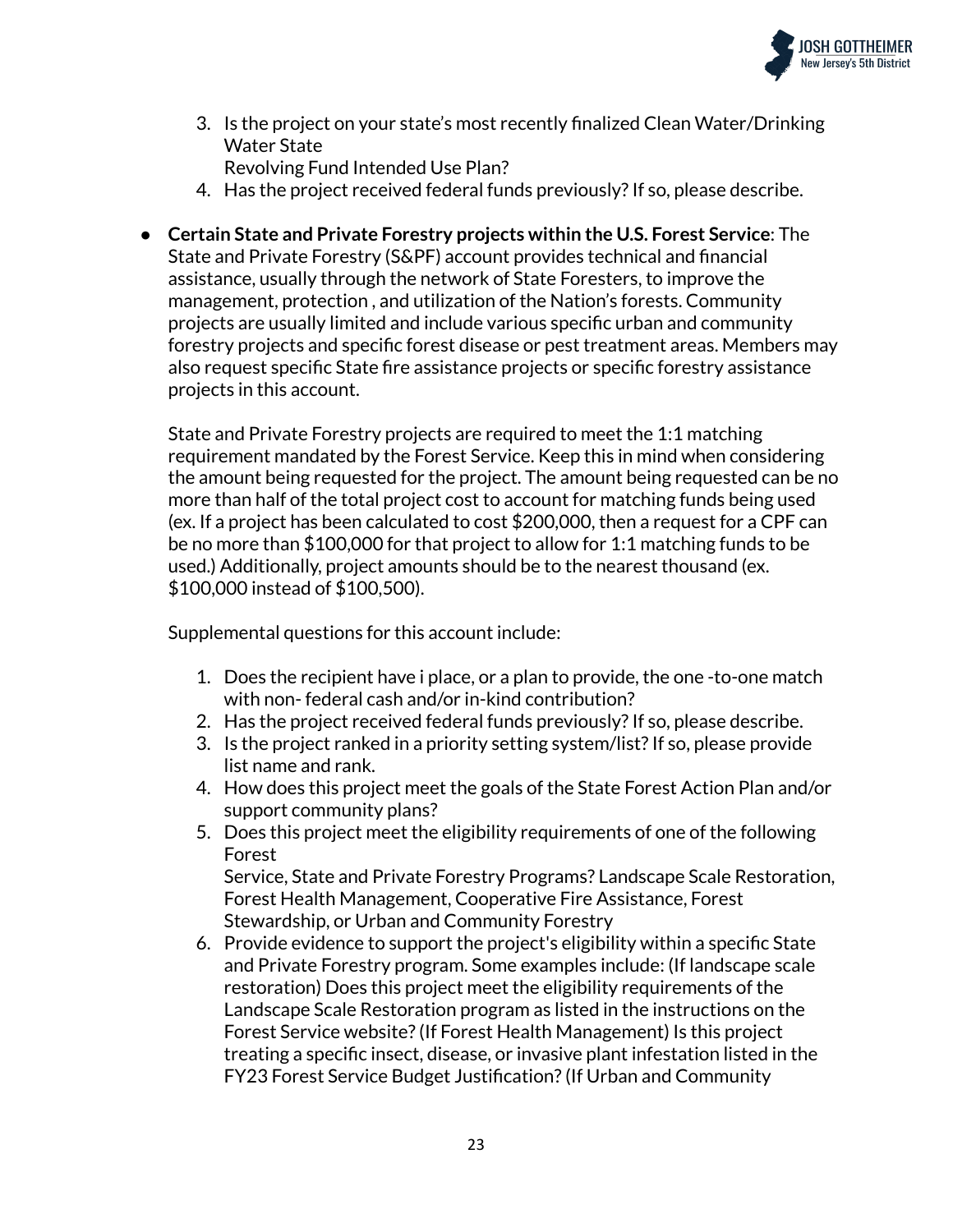3. Is the project on your state's most recently finalized Clean Water/Drinking Water State Revolving Fund Intended Use Plan?
4. Has the project received federal funds previously? If so, please describe.

- **Certain State and Private Forestry projects within the U.S. Forest Service**: The State and Private Forestry (S&PF) account provides technical and financial assistance, usually through the network of State Foresters, to improve the management, protection , and utilization of the Nation's forests. Community projects are usually limited and include various specific urban and community forestry projects and specific forest disease or pest treatment areas. Members may also request specific State fire assistance projects or specific forestry assistance projects in this account.

  State and Private Forestry projects are required to meet the 1:1 matching requirement mandated by the Forest Service. Keep this in mind when considering the amount being requested for the project. The amount being requested can be no more than half of the total project cost to account for matching funds being used (ex. If a project has been calculated to cost $200,000, then a request for a CPF can be no more than $100,000 for that project to allow for 1:1 matching funds to be used.) Additionally, project amounts should be to the nearest thousand (ex. $100,000 instead of $100,500).

  Supplemental questions for this account include:

  1. Does the recipient have i place, or a plan to provide, the one -to-one match with non- federal cash and/or in-kind contribution?
  2. Has the project received federal funds previously? If so, please describe.
  3. Is the project ranked in a priority setting system/list? If so, please provide list name and rank.
  4. How does this project meet the goals of the State Forest Action Plan and/or support community plans?
  5. Does this project meet the eligibility requirements of one of the following Forest Service, State and Private Forestry Programs? Landscape Scale Restoration, Forest Health Management, Cooperative Fire Assistance, Forest Stewardship, or Urban and Community Forestry
  6. Provide evidence to support the project's eligibility within a specific State and Private Forestry program. Some examples include: (If landscape scale restoration) Does this project meet the eligibility requirements of the Landscape Scale Restoration program as listed in the instructions on the Forest Service website? (If Forest Health Management) Is this project treating a specific insect, disease, or invasive plant infestation listed in the FY23 Forest Service Budget Justification? (If Urban and Community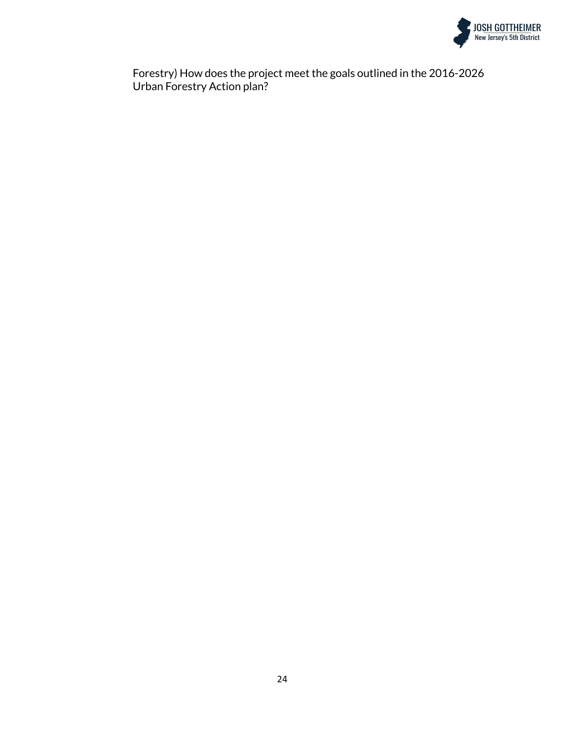Forestry) How does the project meet the goals outlined in the 2016-2026 Urban Forestry Action plan?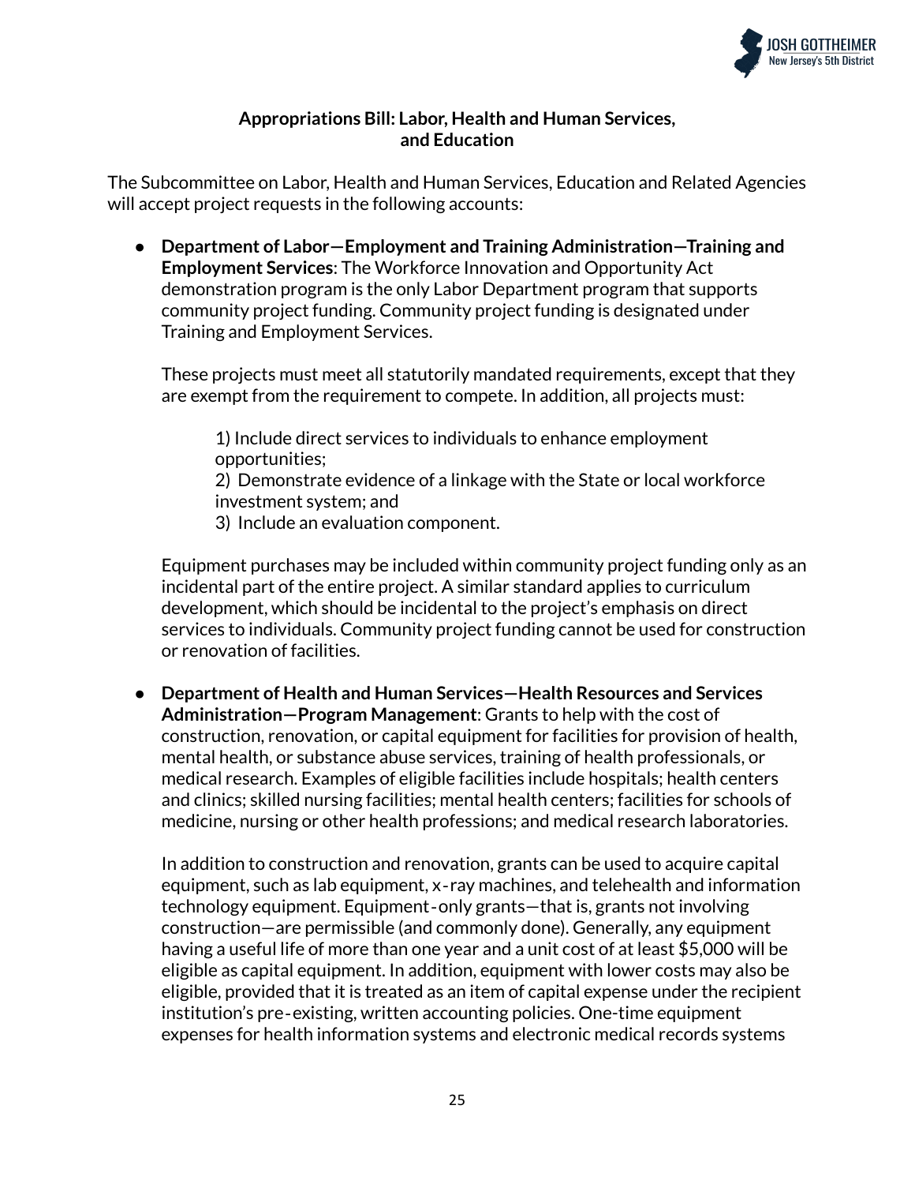## Appropriations Bill: Labor, Health and Human Services, and Education

The Subcommittee on Labor, Health and Human Services, Education and Related Agencies will accept project requests in the following accounts:

- **Department of Labor—Employment and Training Administration—Training and Employment Services**: The Workforce Innovation and Opportunity Act demonstration program is the only Labor Department program that supports community project funding. Community project funding is designated under Training and Employment Services.

  These projects must meet all statutorily mandated requirements, except that they are exempt from the requirement to compete. In addition, all projects must:

  1) Include direct services to individuals to enhance employment opportunities;
  2) Demonstrate evidence of a linkage with the State or local workforce investment system; and
  3) Include an evaluation component.

  Equipment purchases may be included within community project funding only as an incidental part of the entire project. A similar standard applies to curriculum development, which should be incidental to the project's emphasis on direct services to individuals. Community project funding cannot be used for construction or renovation of facilities.

- **Department of Health and Human Services—Health Resources and Services Administration—Program Management**: Grants to help with the cost of construction, renovation, or capital equipment for facilities for provision of health, mental health, or substance abuse services, training of health professionals, or medical research. Examples of eligible facilities include hospitals; health centers and clinics; skilled nursing facilities; mental health centers; facilities for schools of medicine, nursing or other health professions; and medical research laboratories.

  In addition to construction and renovation, grants can be used to acquire capital equipment, such as lab equipment, x-ray machines, and telehealth and information technology equipment. Equipment-only grants—that is, grants not involving construction—are permissible (and commonly done). Generally, any equipment having a useful life of more than one year and a unit cost of at least $5,000 will be eligible as capital equipment. In addition, equipment with lower costs may also be eligible, provided that it is treated as an item of capital expense under the recipient institution's pre-existing, written accounting policies. One-time equipment expenses for health information systems and electronic medical records systems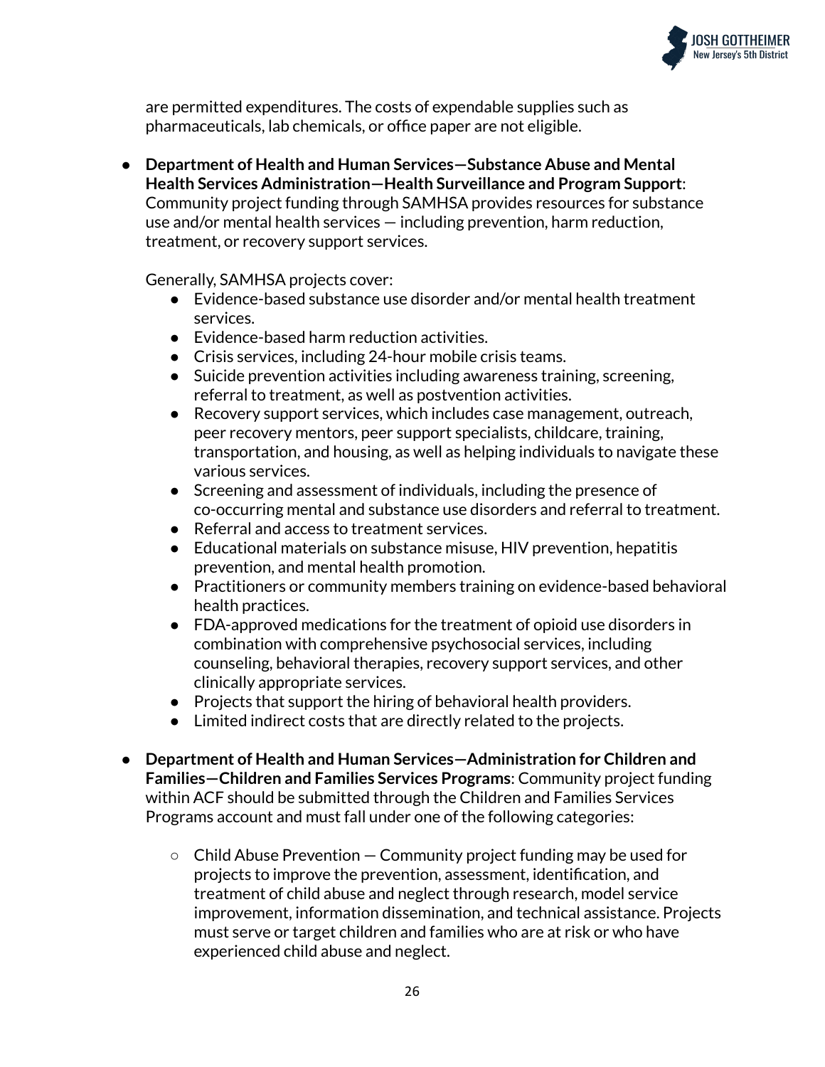are permitted expenditures. The costs of expendable supplies such as pharmaceuticals, lab chemicals, or office paper are not eligible.

- **Department of Health and Human Services—Substance Abuse and Mental Health Services Administration—Health Surveillance and Program Support**: Community project funding through SAMHSA provides resources for substance use and/or mental health services — including prevention, harm reduction, treatment, or recovery support services.

  Generally, SAMHSA projects cover:
  - Evidence-based substance use disorder and/or mental health treatment services.
  - Evidence-based harm reduction activities.
  - Crisis services, including 24-hour mobile crisis teams.
  - Suicide prevention activities including awareness training, screening, referral to treatment, as well as postvention activities.
  - Recovery support services, which includes case management, outreach, peer recovery mentors, peer support specialists, childcare, training, transportation, and housing, as well as helping individuals to navigate these various services.
  - Screening and assessment of individuals, including the presence of co-occurring mental and substance use disorders and referral to treatment.
  - Referral and access to treatment services.
  - Educational materials on substance misuse, HIV prevention, hepatitis prevention, and mental health promotion.
  - Practitioners or community members training on evidence-based behavioral health practices.
  - FDA-approved medications for the treatment of opioid use disorders in combination with comprehensive psychosocial services, including counseling, behavioral therapies, recovery support services, and other clinically appropriate services.
  - Projects that support the hiring of behavioral health providers.
  - Limited indirect costs that are directly related to the projects.

- **Department of Health and Human Services—Administration for Children and Families—Children and Families Services Programs**: Community project funding within ACF should be submitted through the Children and Families Services Programs account and must fall under one of the following categories:

  - Child Abuse Prevention — Community project funding may be used for projects to improve the prevention, assessment, identification, and treatment of child abuse and neglect through research, model service improvement, information dissemination, and technical assistance. Projects must serve or target children and families who are at risk or who have experienced child abuse and neglect.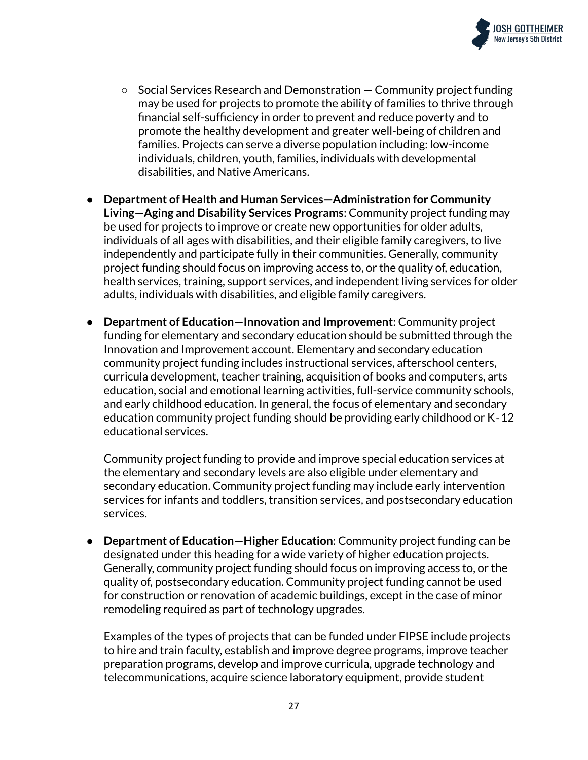- Social Services Research and Demonstration — Community project funding may be used for projects to promote the ability of families to thrive through financial self-sufficiency in order to prevent and reduce poverty and to promote the healthy development and greater well-being of children and families. Projects can serve a diverse population including: low-income individuals, children, youth, families, individuals with developmental disabilities, and Native Americans.

- **Department of Health and Human Services—Administration for Community Living—Aging and Disability Services Programs**: Community project funding may be used for projects to improve or create new opportunities for older adults, individuals of all ages with disabilities, and their eligible family caregivers, to live independently and participate fully in their communities. Generally, community project funding should focus on improving access to, or the quality of, education, health services, training, support services, and independent living services for older adults, individuals with disabilities, and eligible family caregivers.

- **Department of Education—Innovation and Improvement**: Community project funding for elementary and secondary education should be submitted through the Innovation and Improvement account. Elementary and secondary education community project funding includes instructional services, afterschool centers, curricula development, teacher training, acquisition of books and computers, arts education, social and emotional learning activities, full-service community schools, and early childhood education. In general, the focus of elementary and secondary education community project funding should be providing early childhood or K-12 educational services.

  Community project funding to provide and improve special education services at the elementary and secondary levels are also eligible under elementary and secondary education. Community project funding may include early intervention services for infants and toddlers, transition services, and postsecondary education services.

- **Department of Education—Higher Education**: Community project funding can be designated under this heading for a wide variety of higher education projects. Generally, community project funding should focus on improving access to, or the quality of, postsecondary education. Community project funding cannot be used for construction or renovation of academic buildings, except in the case of minor remodeling required as part of technology upgrades.

  Examples of the types of projects that can be funded under FIPSE include projects to hire and train faculty, establish and improve degree programs, improve teacher preparation programs, develop and improve curricula, upgrade technology and telecommunications, acquire science laboratory equipment, provide student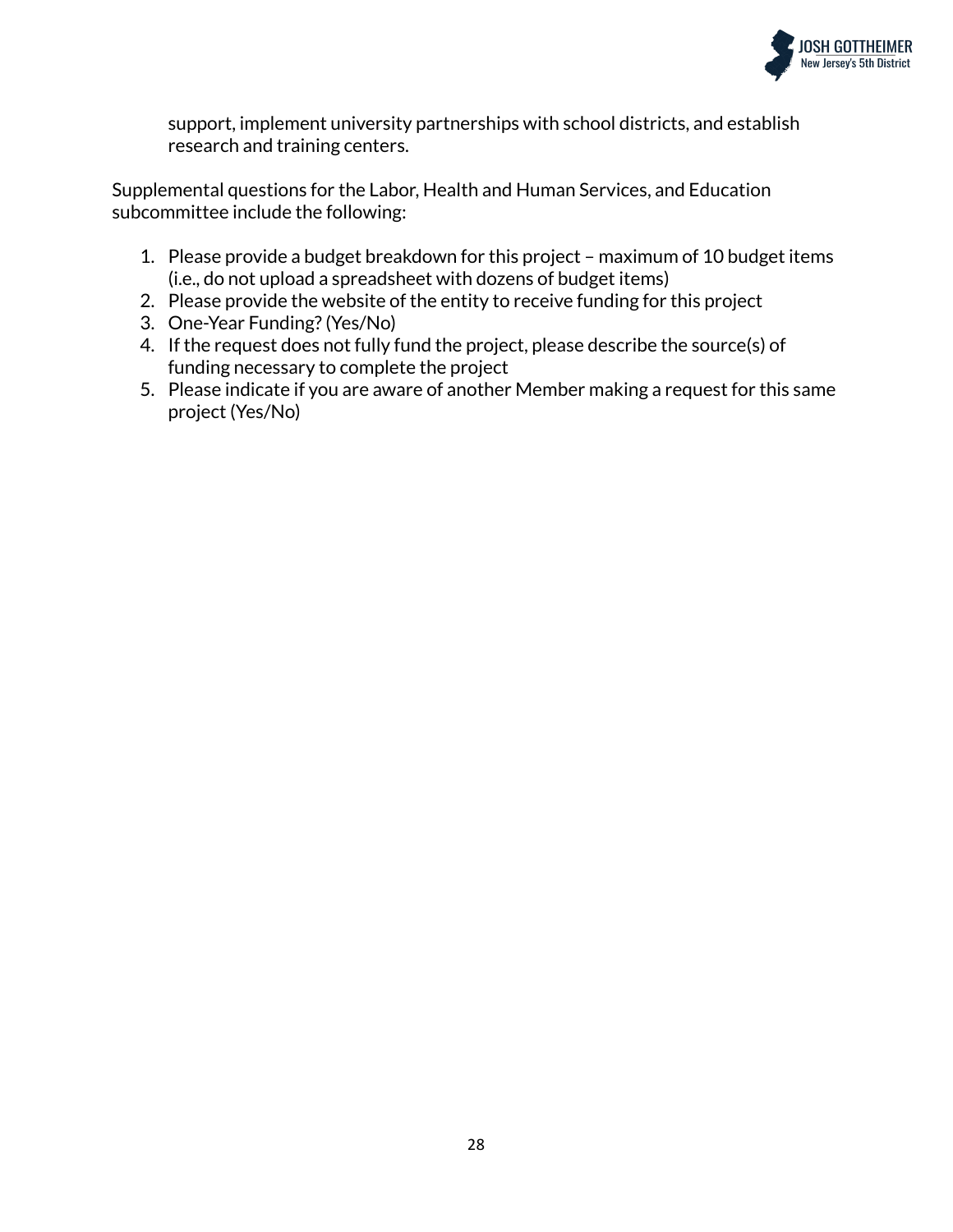support, implement university partnerships with school districts, and establish research and training centers.

Supplemental questions for the Labor, Health and Human Services, and Education subcommittee include the following:

1. Please provide a budget breakdown for this project – maximum of 10 budget items (i.e., do not upload a spreadsheet with dozens of budget items)
2. Please provide the website of the entity to receive funding for this project
3. One-Year Funding? (Yes/No)
4. If the request does not fully fund the project, please describe the source(s) of funding necessary to complete the project
5. Please indicate if you are aware of another Member making a request for this same project (Yes/No)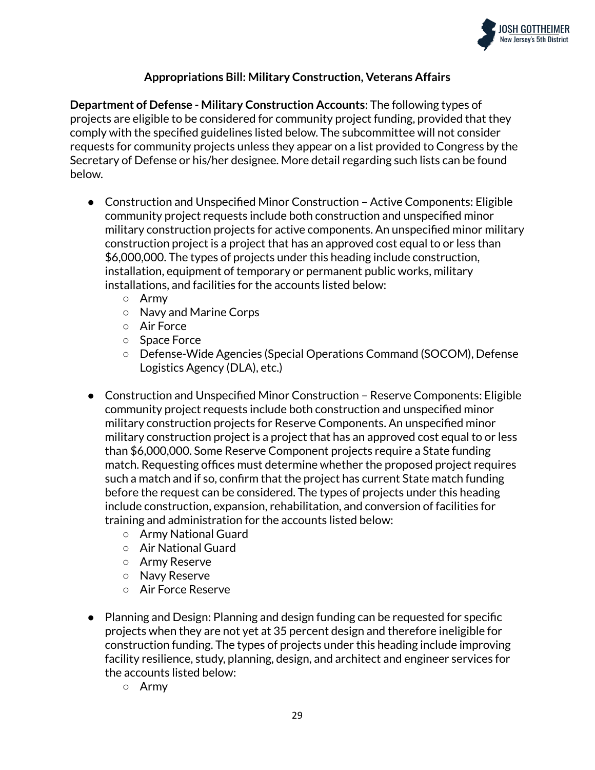### Appropriations Bill: Military Construction, Veterans Affairs

**Department of Defense - Military Construction Accounts**: The following types of projects are eligible to be considered for community project funding, provided that they comply with the specified guidelines listed below. The subcommittee will not consider requests for community projects unless they appear on a list provided to Congress by the Secretary of Defense or his/her designee. More detail regarding such lists can be found below.

- Construction and Unspecified Minor Construction – Active Components: Eligible community project requests include both construction and unspecified minor military construction projects for active components. An unspecified minor military construction project is a project that has an approved cost equal to or less than $6,000,000. The types of projects under this heading include construction, installation, equipment of temporary or permanent public works, military installations, and facilities for the accounts listed below:
    - Army
    - Navy and Marine Corps
    - Air Force
    - Space Force
    - Defense-Wide Agencies (Special Operations Command (SOCOM), Defense Logistics Agency (DLA), etc.)

- Construction and Unspecified Minor Construction – Reserve Components: Eligible community project requests include both construction and unspecified minor military construction projects for Reserve Components. An unspecified minor military construction project is a project that has an approved cost equal to or less than $6,000,000. Some Reserve Component projects require a State funding match. Requesting offices must determine whether the proposed project requires such a match and if so, confirm that the project has current State match funding before the request can be considered. The types of projects under this heading include construction, expansion, rehabilitation, and conversion of facilities for training and administration for the accounts listed below:
    - Army National Guard
    - Air National Guard
    - Army Reserve
    - Navy Reserve
    - Air Force Reserve

- Planning and Design: Planning and design funding can be requested for specific projects when they are not yet at 35 percent design and therefore ineligible for construction funding. The types of projects under this heading include improving facility resilience, study, planning, design, and architect and engineer services for the accounts listed below:
    - Army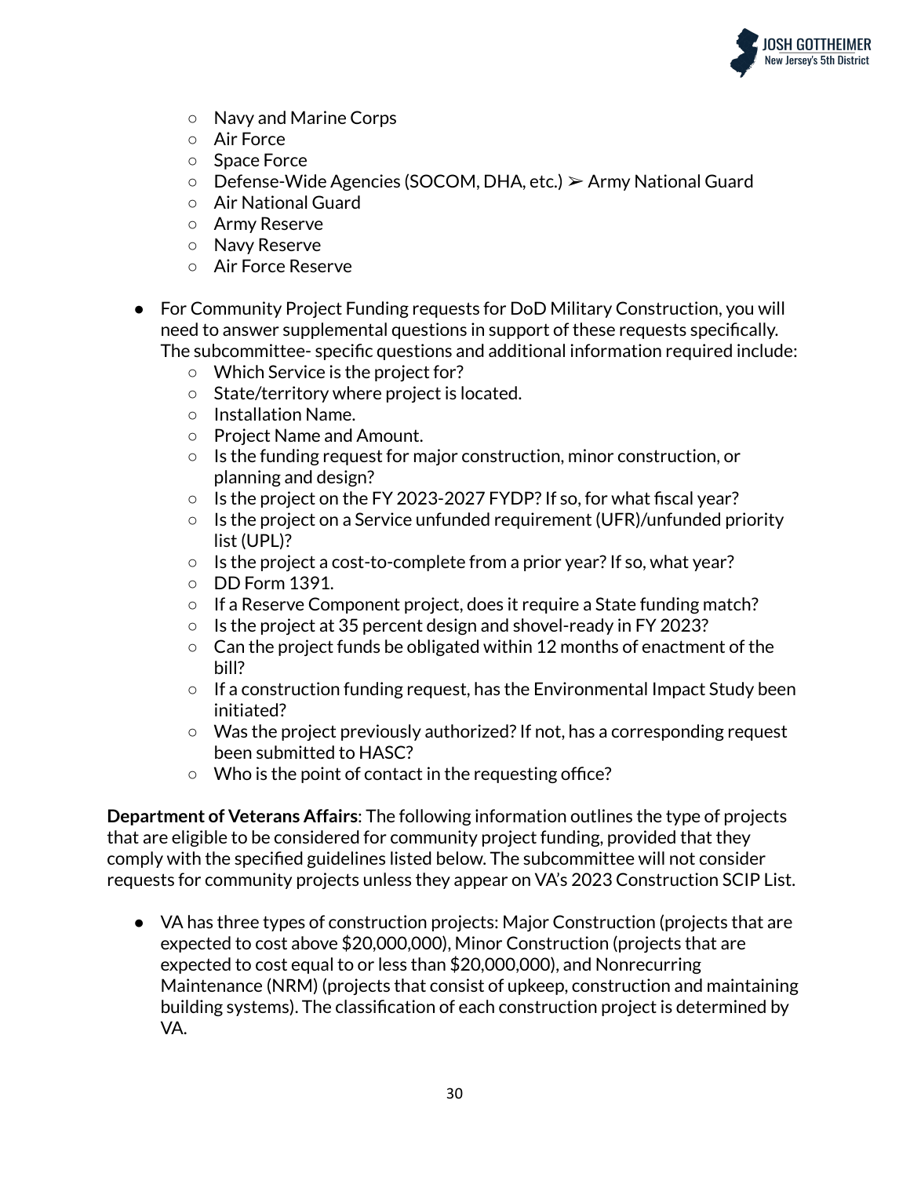- Navy and Marine Corps
    - Air Force
    - Space Force
    - Defense-Wide Agencies (SOCOM, DHA, etc.) ➢ Army National Guard
    - Air National Guard
    - Army Reserve
    - Navy Reserve
    - Air Force Reserve

- For Community Project Funding requests for DoD Military Construction, you will need to answer supplemental questions in support of these requests specifically. The subcommittee- specific questions and additional information required include:
    - Which Service is the project for?
    - State/territory where project is located.
    - Installation Name.
    - Project Name and Amount.
    - Is the funding request for major construction, minor construction, or planning and design?
    - Is the project on the FY 2023-2027 FYDP? If so, for what fiscal year?
    - Is the project on a Service unfunded requirement (UFR)/unfunded priority list (UPL)?
    - Is the project a cost-to-complete from a prior year? If so, what year?
    - DD Form 1391.
    - If a Reserve Component project, does it require a State funding match?
    - Is the project at 35 percent design and shovel-ready in FY 2023?
    - Can the project funds be obligated within 12 months of enactment of the bill?
    - If a construction funding request, has the Environmental Impact Study been initiated?
    - Was the project previously authorized? If not, has a corresponding request been submitted to HASC?
    - Who is the point of contact in the requesting office?

**Department of Veterans Affairs**: The following information outlines the type of projects that are eligible to be considered for community project funding, provided that they comply with the specified guidelines listed below. The subcommittee will not consider requests for community projects unless they appear on VA's 2023 Construction SCIP List.

- VA has three types of construction projects: Major Construction (projects that are expected to cost above $20,000,000), Minor Construction (projects that are expected to cost equal to or less than $20,000,000), and Nonrecurring Maintenance (NRM) (projects that consist of upkeep, construction and maintaining building systems). The classification of each construction project is determined by VA.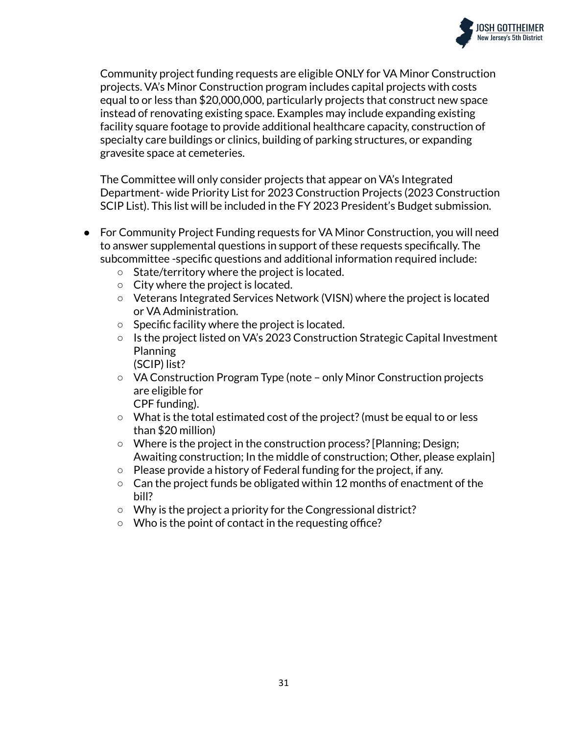Community project funding requests are eligible ONLY for VA Minor Construction projects. VA's Minor Construction program includes capital projects with costs equal to or less than $20,000,000, particularly projects that construct new space instead of renovating existing space. Examples may include expanding existing facility square footage to provide additional healthcare capacity, construction of specialty care buildings or clinics, building of parking structures, or expanding gravesite space at cemeteries.

The Committee will only consider projects that appear on VA's Integrated Department- wide Priority List for 2023 Construction Projects (2023 Construction SCIP List). This list will be included in the FY 2023 President's Budget submission.

- For Community Project Funding requests for VA Minor Construction, you will need to answer supplemental questions in support of these requests specifically. The subcommittee -specific questions and additional information required include:
    - State/territory where the project is located.
    - City where the project is located.
    - Veterans Integrated Services Network (VISN) where the project is located or VA Administration.
    - Specific facility where the project is located.
    - Is the project listed on VA's 2023 Construction Strategic Capital Investment Planning (SCIP) list?
    - VA Construction Program Type (note – only Minor Construction projects are eligible for CPF funding).
    - What is the total estimated cost of the project? (must be equal to or less than $20 million)
    - Where is the project in the construction process? [Planning; Design; Awaiting construction; In the middle of construction; Other, please explain]
    - Please provide a history of Federal funding for the project, if any.
    - Can the project funds be obligated within 12 months of enactment of the bill?
    - Why is the project a priority for the Congressional district?
    - Who is the point of contact in the requesting office?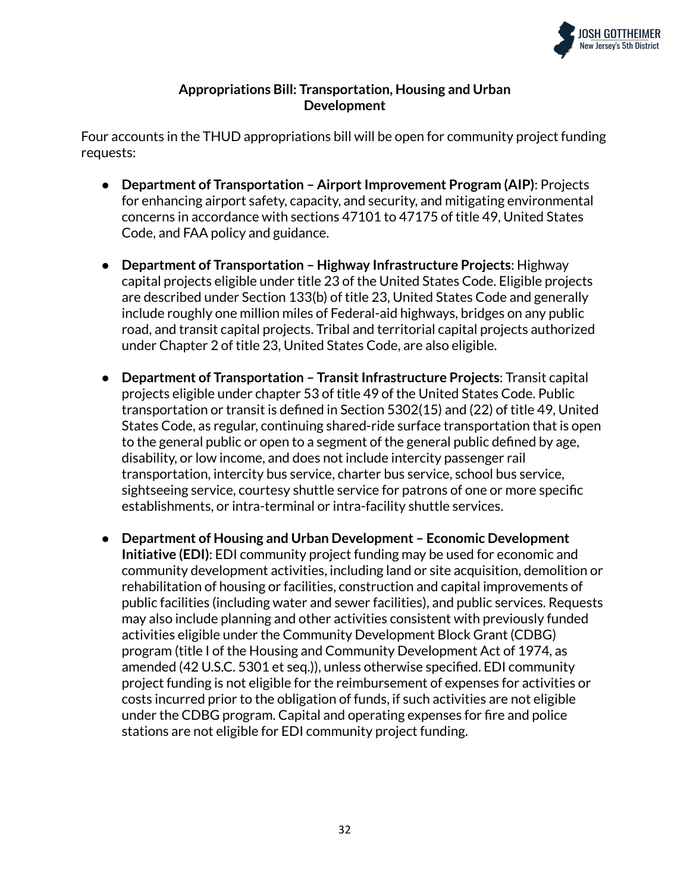## Appropriations Bill: Transportation, Housing and Urban Development

Four accounts in the THUD appropriations bill will be open for community project funding requests:

- **Department of Transportation – Airport Improvement Program (AIP)**: Projects for enhancing airport safety, capacity, and security, and mitigating environmental concerns in accordance with sections 47101 to 47175 of title 49, United States Code, and FAA policy and guidance.
- **Department of Transportation – Highway Infrastructure Projects**: Highway capital projects eligible under title 23 of the United States Code. Eligible projects are described under Section 133(b) of title 23, United States Code and generally include roughly one million miles of Federal-aid highways, bridges on any public road, and transit capital projects. Tribal and territorial capital projects authorized under Chapter 2 of title 23, United States Code, are also eligible.
- **Department of Transportation – Transit Infrastructure Projects**: Transit capital projects eligible under chapter 53 of title 49 of the United States Code. Public transportation or transit is defined in Section 5302(15) and (22) of title 49, United States Code, as regular, continuing shared-ride surface transportation that is open to the general public or open to a segment of the general public defined by age, disability, or low income, and does not include intercity passenger rail transportation, intercity bus service, charter bus service, school bus service, sightseeing service, courtesy shuttle service for patrons of one or more specific establishments, or intra-terminal or intra-facility shuttle services.
- **Department of Housing and Urban Development – Economic Development Initiative (EDI)**: EDI community project funding may be used for economic and community development activities, including land or site acquisition, demolition or rehabilitation of housing or facilities, construction and capital improvements of public facilities (including water and sewer facilities), and public services. Requests may also include planning and other activities consistent with previously funded activities eligible under the Community Development Block Grant (CDBG) program (title I of the Housing and Community Development Act of 1974, as amended (42 U.S.C. 5301 et seq.)), unless otherwise specified. EDI community project funding is not eligible for the reimbursement of expenses for activities or costs incurred prior to the obligation of funds, if such activities are not eligible under the CDBG program. Capital and operating expenses for fire and police stations are not eligible for EDI community project funding.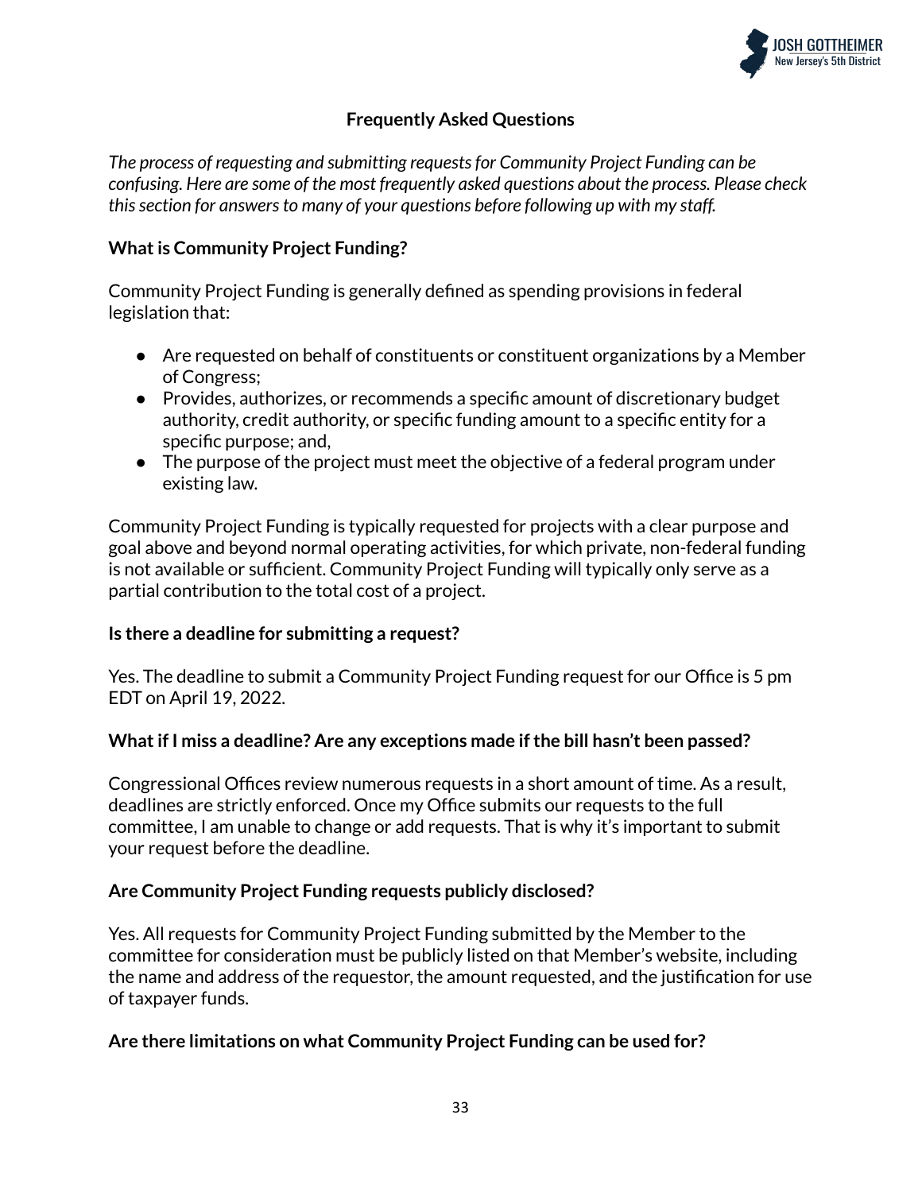## Frequently Asked Questions

*The process of requesting and submitting requests for Community Project Funding can be confusing. Here are some of the most frequently asked questions about the process. Please check this section for answers to many of your questions before following up with my staff.*

**What is Community Project Funding?**

Community Project Funding is generally defined as spending provisions in federal legislation that:

- Are requested on behalf of constituents or constituent organizations by a Member of Congress;
- Provides, authorizes, or recommends a specific amount of discretionary budget authority, credit authority, or specific funding amount to a specific entity for a specific purpose; and,
- The purpose of the project must meet the objective of a federal program under existing law.

Community Project Funding is typically requested for projects with a clear purpose and goal above and beyond normal operating activities, for which private, non-federal funding is not available or sufficient. Community Project Funding will typically only serve as a partial contribution to the total cost of a project.

**Is there a deadline for submitting a request?**

Yes. The deadline to submit a Community Project Funding request for our Office is 5 pm EDT on April 19, 2022.

**What if I miss a deadline? Are any exceptions made if the bill hasn't been passed?**

Congressional Offices review numerous requests in a short amount of time. As a result, deadlines are strictly enforced. Once my Office submits our requests to the full committee, I am unable to change or add requests. That is why it's important to submit your request before the deadline.

**Are Community Project Funding requests publicly disclosed?**

Yes. All requests for Community Project Funding submitted by the Member to the committee for consideration must be publicly listed on that Member's website, including the name and address of the requestor, the amount requested, and the justification for use of taxpayer funds.

**Are there limitations on what Community Project Funding can be used for?**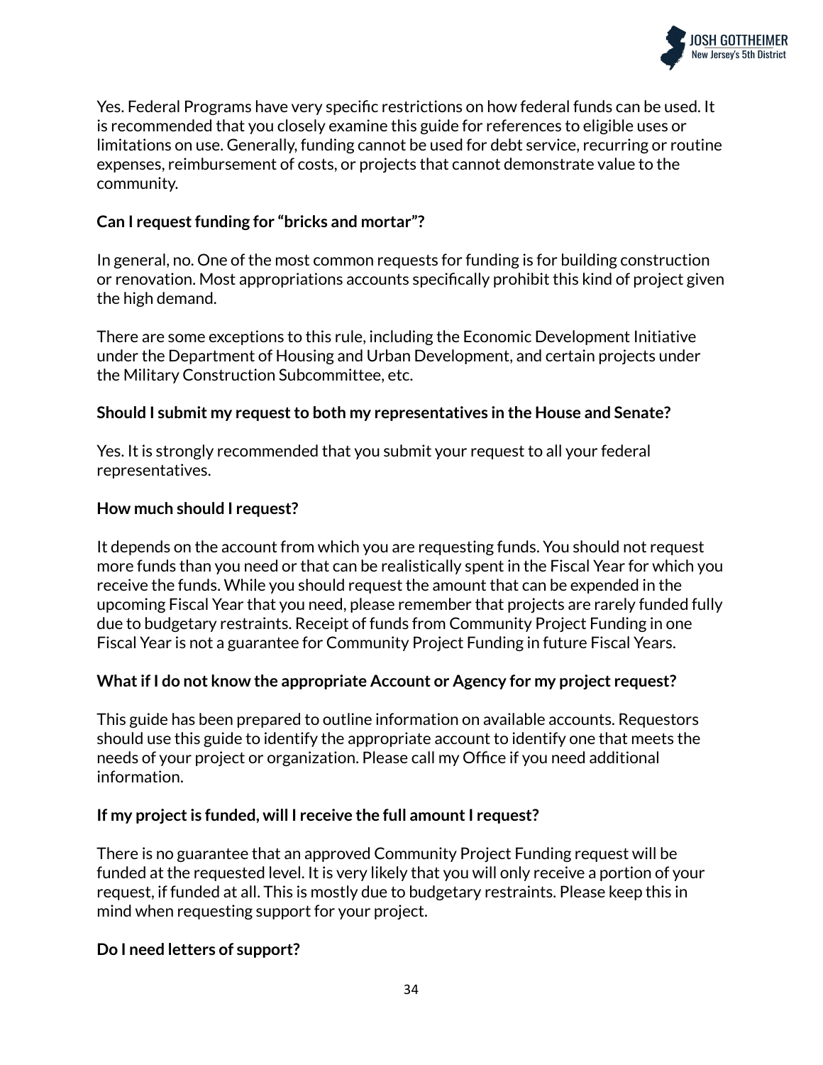Yes. Federal Programs have very specific restrictions on how federal funds can be used. It is recommended that you closely examine this guide for references to eligible uses or limitations on use. Generally, funding cannot be used for debt service, recurring or routine expenses, reimbursement of costs, or projects that cannot demonstrate value to the community.

**Can I request funding for "bricks and mortar"?**

In general, no. One of the most common requests for funding is for building construction or renovation. Most appropriations accounts specifically prohibit this kind of project given the high demand.

There are some exceptions to this rule, including the Economic Development Initiative under the Department of Housing and Urban Development, and certain projects under the Military Construction Subcommittee, etc.

**Should I submit my request to both my representatives in the House and Senate?**

Yes. It is strongly recommended that you submit your request to all your federal representatives.

**How much should I request?**

It depends on the account from which you are requesting funds. You should not request more funds than you need or that can be realistically spent in the Fiscal Year for which you receive the funds. While you should request the amount that can be expended in the upcoming Fiscal Year that you need, please remember that projects are rarely funded fully due to budgetary restraints. Receipt of funds from Community Project Funding in one Fiscal Year is not a guarantee for Community Project Funding in future Fiscal Years.

**What if I do not know the appropriate Account or Agency for my project request?**

This guide has been prepared to outline information on available accounts. Requestors should use this guide to identify the appropriate account to identify one that meets the needs of your project or organization. Please call my Office if you need additional information.

**If my project is funded, will I receive the full amount I request?**

There is no guarantee that an approved Community Project Funding request will be funded at the requested level. It is very likely that you will only receive a portion of your request, if funded at all. This is mostly due to budgetary restraints. Please keep this in mind when requesting support for your project.

**Do I need letters of support?**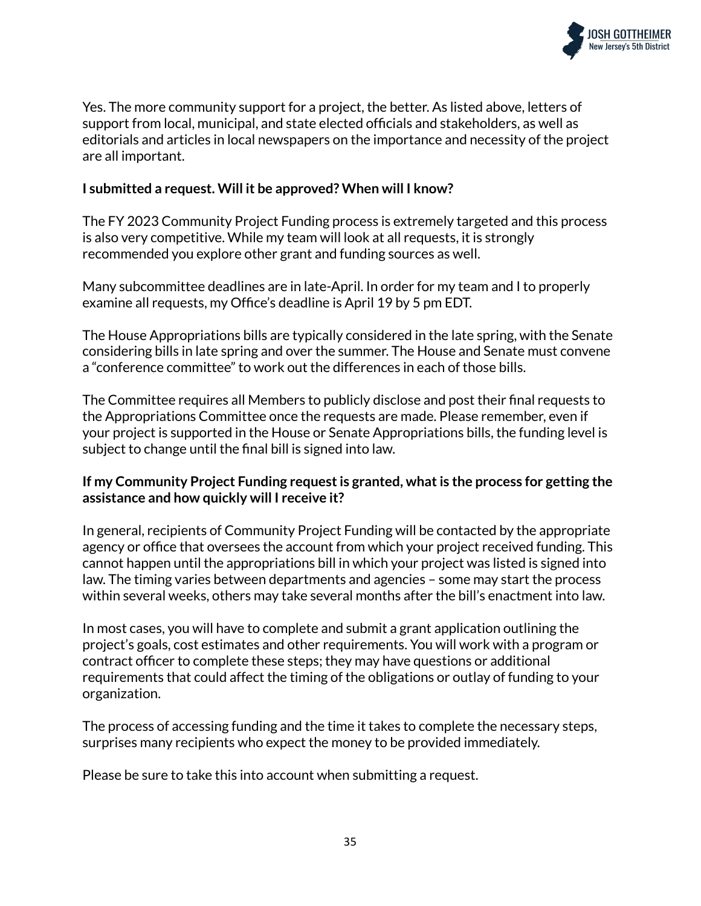Yes. The more community support for a project, the better. As listed above, letters of support from local, municipal, and state elected officials and stakeholders, as well as editorials and articles in local newspapers on the importance and necessity of the project are all important.

**I submitted a request. Will it be approved? When will I know?**

The FY 2023 Community Project Funding process is extremely targeted and this process is also very competitive. While my team will look at all requests, it is strongly recommended you explore other grant and funding sources as well.

Many subcommittee deadlines are in late-April. In order for my team and I to properly examine all requests, my Office's deadline is April 19 by 5 pm EDT.

The House Appropriations bills are typically considered in the late spring, with the Senate considering bills in late spring and over the summer. The House and Senate must convene a "conference committee" to work out the differences in each of those bills.

The Committee requires all Members to publicly disclose and post their final requests to the Appropriations Committee once the requests are made. Please remember, even if your project is supported in the House or Senate Appropriations bills, the funding level is subject to change until the final bill is signed into law.

**If my Community Project Funding request is granted, what is the process for getting the assistance and how quickly will I receive it?**

In general, recipients of Community Project Funding will be contacted by the appropriate agency or office that oversees the account from which your project received funding. This cannot happen until the appropriations bill in which your project was listed is signed into law. The timing varies between departments and agencies – some may start the process within several weeks, others may take several months after the bill's enactment into law.

In most cases, you will have to complete and submit a grant application outlining the project's goals, cost estimates and other requirements. You will work with a program or contract officer to complete these steps; they may have questions or additional requirements that could affect the timing of the obligations or outlay of funding to your organization.

The process of accessing funding and the time it takes to complete the necessary steps, surprises many recipients who expect the money to be provided immediately.

Please be sure to take this into account when submitting a request.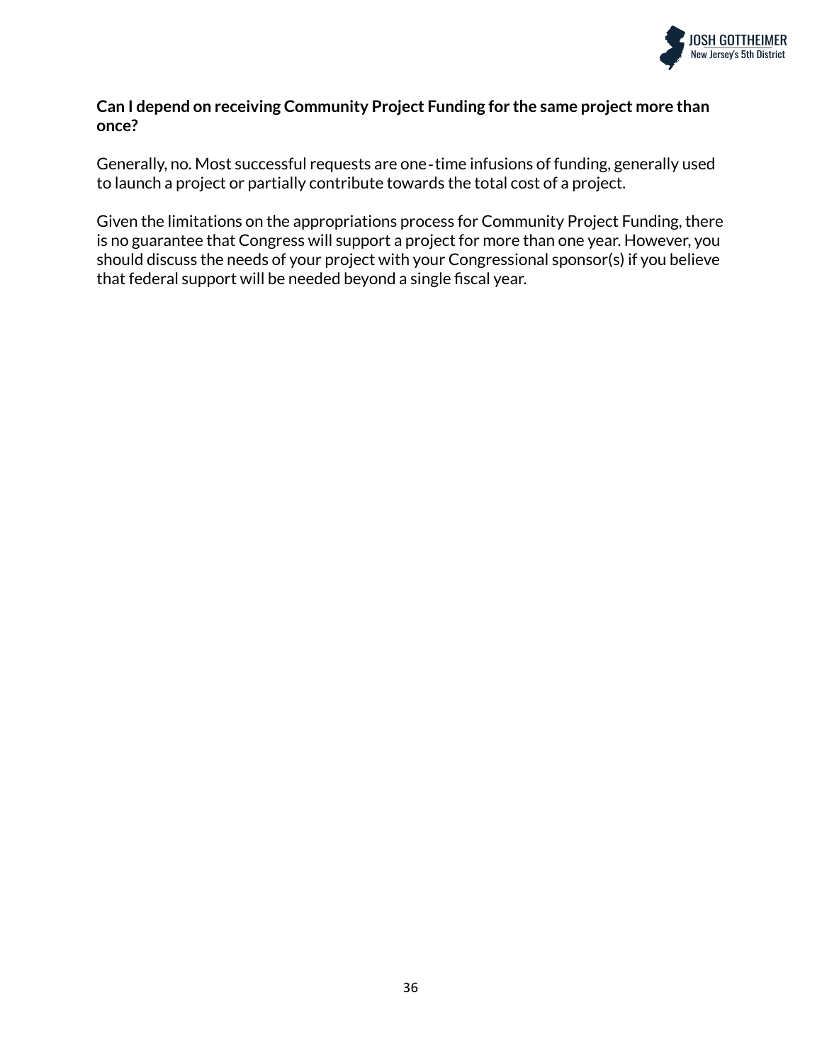**Can I depend on receiving Community Project Funding for the same project more than once?**

Generally, no. Most successful requests are one-time infusions of funding, generally used to launch a project or partially contribute towards the total cost of a project.

Given the limitations on the appropriations process for Community Project Funding, there is no guarantee that Congress will support a project for more than one year. However, you should discuss the needs of your project with your Congressional sponsor(s) if you believe that federal support will be needed beyond a single fiscal year.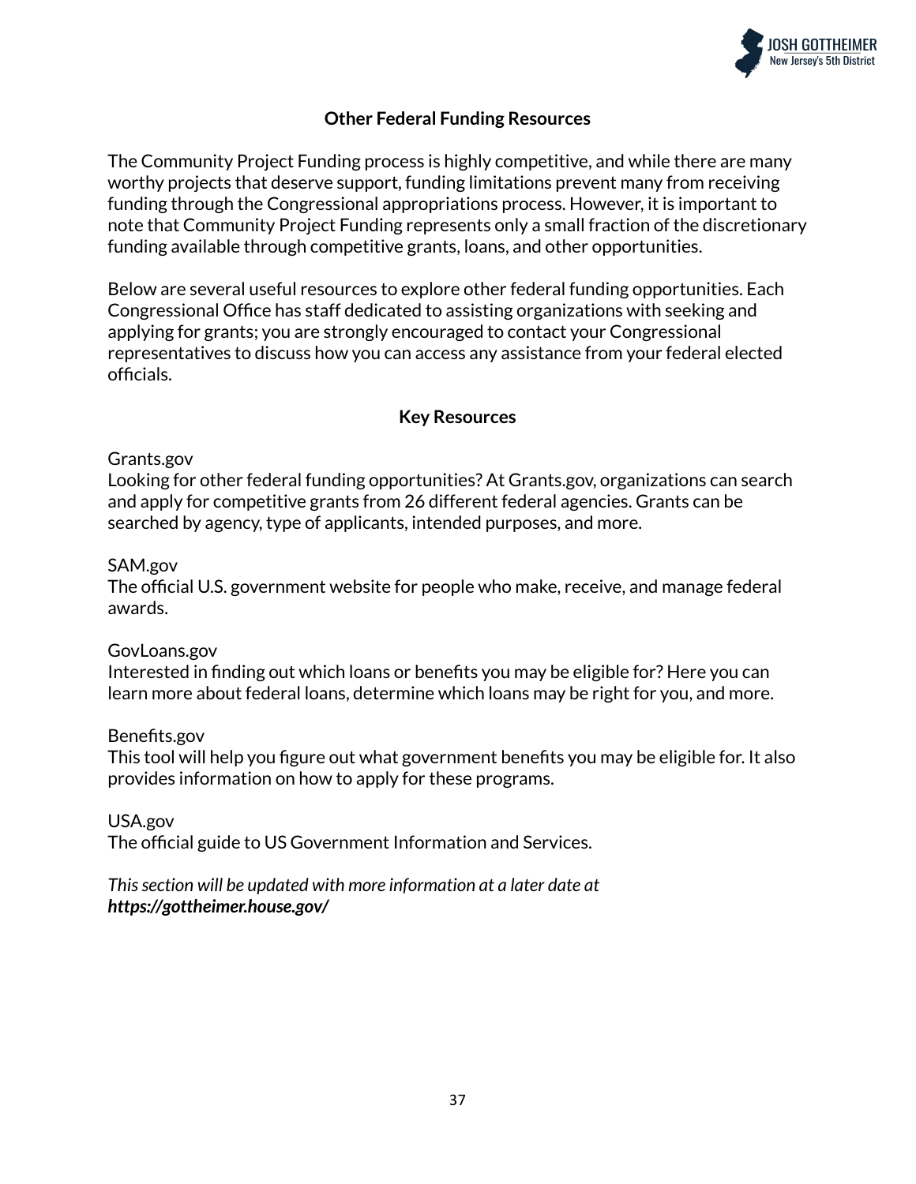## Other Federal Funding Resources

The Community Project Funding process is highly competitive, and while there are many worthy projects that deserve support, funding limitations prevent many from receiving funding through the Congressional appropriations process. However, it is important to note that Community Project Funding represents only a small fraction of the discretionary funding available through competitive grants, loans, and other opportunities.

Below are several useful resources to explore other federal funding opportunities. Each Congressional Office has staff dedicated to assisting organizations with seeking and applying for grants; you are strongly encouraged to contact your Congressional representatives to discuss how you can access any assistance from your federal elected officials.

### Key Resources

Grants.gov
Looking for other federal funding opportunities? At Grants.gov, organizations can search and apply for competitive grants from 26 different federal agencies. Grants can be searched by agency, type of applicants, intended purposes, and more.

SAM.gov
The official U.S. government website for people who make, receive, and manage federal awards.

GovLoans.gov
Interested in finding out which loans or benefits you may be eligible for? Here you can learn more about federal loans, determine which loans may be right for you, and more.

Benefits.gov
This tool will help you figure out what government benefits you may be eligible for. It also provides information on how to apply for these programs.

USA.gov
The official guide to US Government Information and Services.

*This section will be updated with more information at a later date at* ***https://gottheimer.house.gov/***